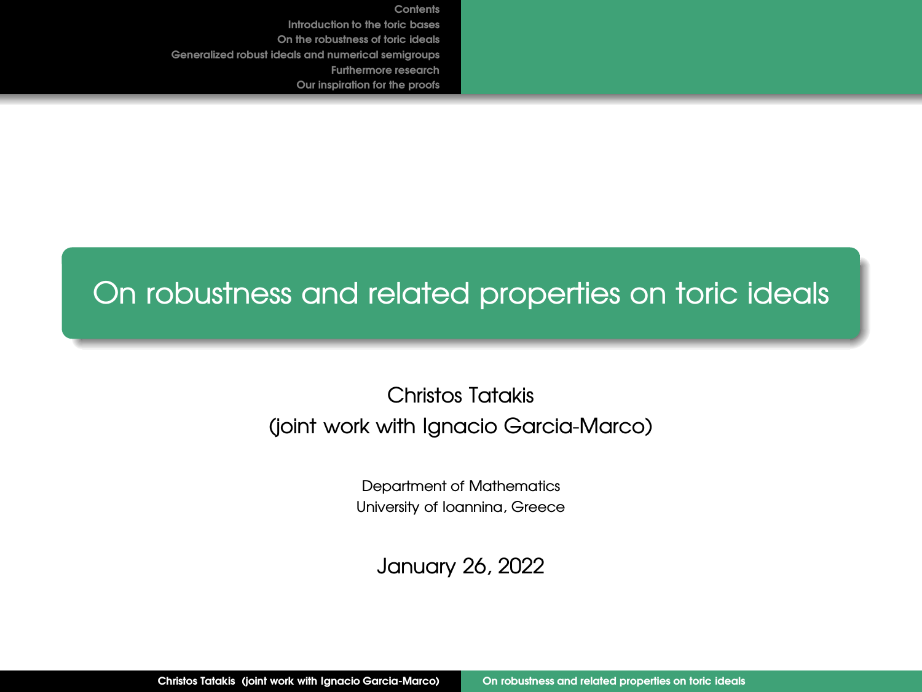# On robustness and related properties on toric ideals

Christos Tatakis
(joint work with Ignacio Garcia-Marco)

Department of Mathematics
University of Ioannina, Greece

January 26, 2022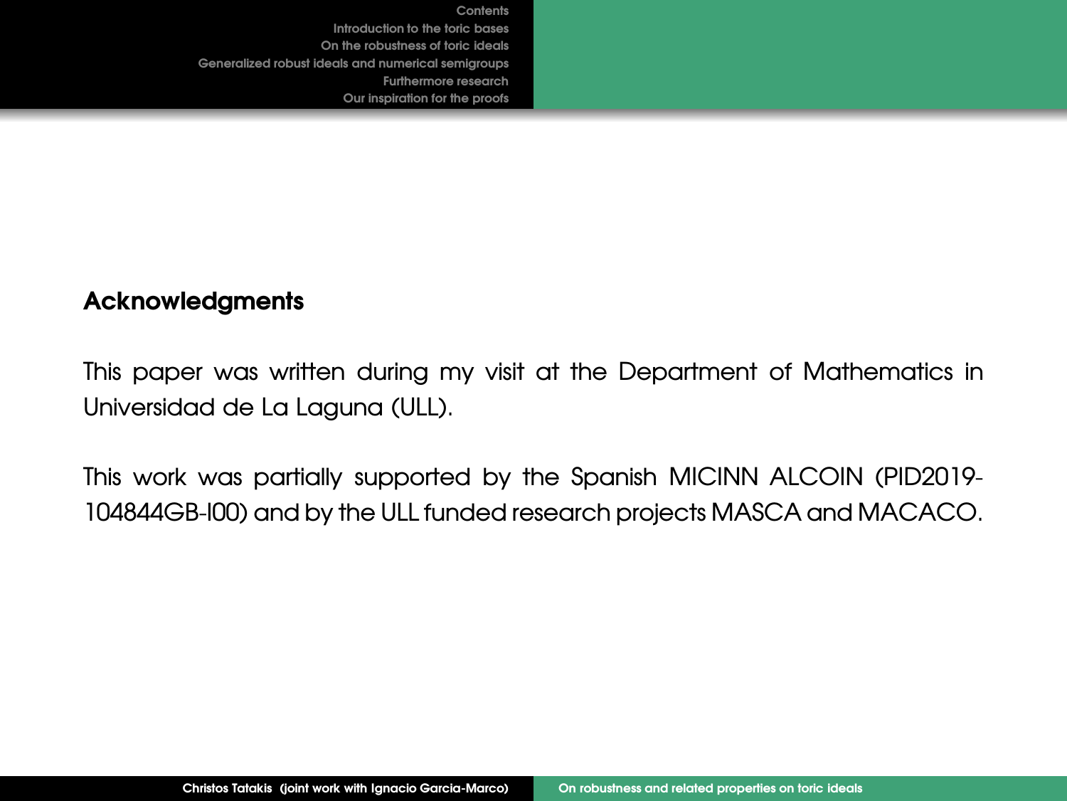## Acknowledgments

This paper was written during my visit at the Department of Mathematics in Universidad de La Laguna (ULL).

This work was partially supported by the Spanish MICINN ALCOIN (PID2019-104844GB-I00) and by the ULL funded research projects MASCA and MACACO.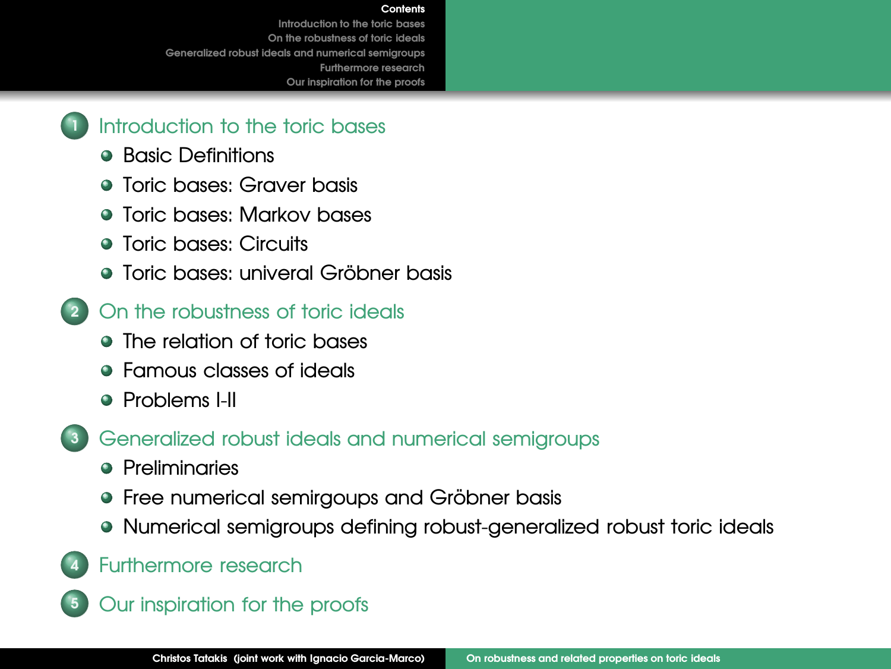1. Introduction to the toric bases
   - Basic Definitions
   - Toric bases: Graver basis
   - Toric bases: Markov bases
   - Toric bases: Circuits
   - Toric bases: univeral Gröbner basis
2. On the robustness of toric ideals
   - The relation of toric bases
   - Famous classes of ideals
   - Problems I-II
3. Generalized robust ideals and numerical semigroups
   - Preliminaries
   - Free numerical semirgoups and Gröbner basis
   - Numerical semigroups defining robust-generalized robust toric ideals
4. Furthermore research
5. Our inspiration for the proofs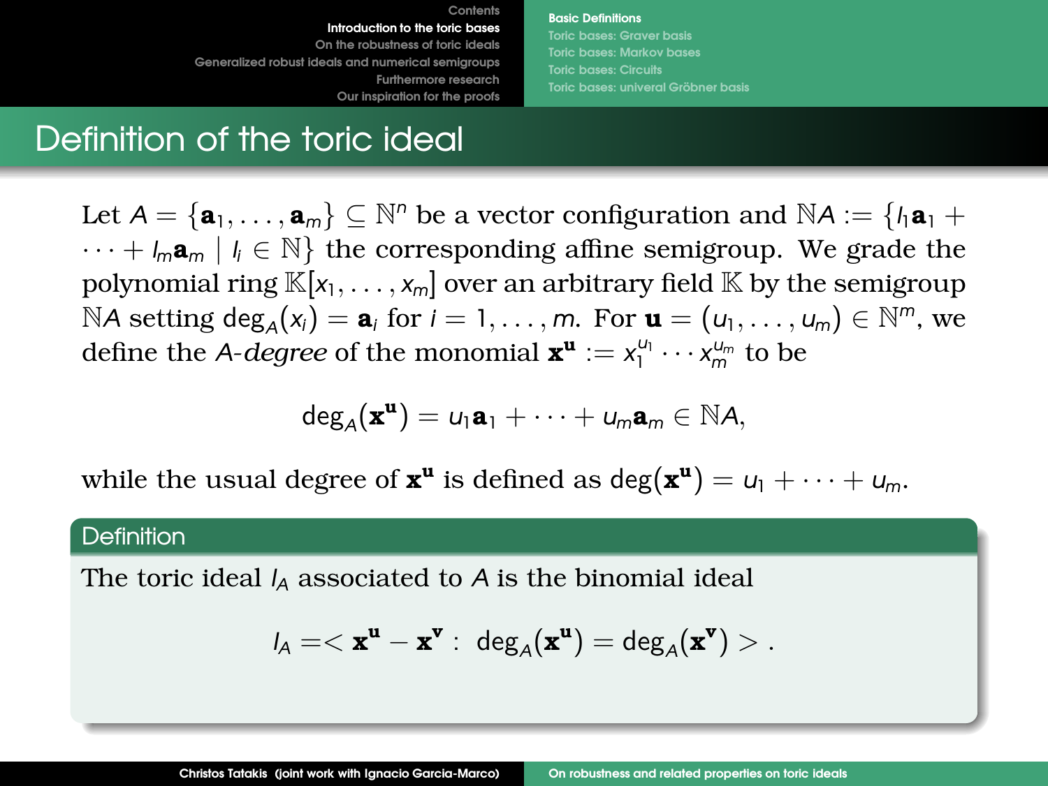# Definition of the toric ideal

Let $A = \{\mathbf{a}_1, \ldots, \mathbf{a}_m\} \subseteq \mathbb{N}^n$ be a vector configuration and $\mathbb{N}A := \{l_1\mathbf{a}_1 + \cdots + l_m\mathbf{a}_m \mid l_i \in \mathbb{N}\}$ the corresponding affine semigroup. We grade the polynomial ring $\mathbb{K}[x_1, \ldots, x_m]$ over an arbitrary field $\mathbb{K}$ by the semigroup $\mathbb{N}A$ setting $\deg_A(x_i) = \mathbf{a}_i$ for $i = 1, \ldots, m$. For $\mathbf{u} = (u_1, \ldots, u_m) \in \mathbb{N}^m$, we define the $A$-*degree* of the monomial $\mathbf{x}^{\mathbf{u}} := x_1^{u_1} \cdots x_m^{u_m}$ to be

$$\deg_A(\mathbf{x}^{\mathbf{u}}) = u_1\mathbf{a}_1 + \cdots + u_m\mathbf{a}_m \in \mathbb{N}A,$$

while the usual degree of $\mathbf{x}^{\mathbf{u}}$ is defined as $\deg(\mathbf{x}^{\mathbf{u}}) = u_1 + \cdots + u_m$.

**Definition**

The toric ideal $I_A$ associated to $A$ is the binomial ideal

$$I_A = < \mathbf{x}^{\mathbf{u}} - \mathbf{x}^{\mathbf{v}} : \ \deg_A(\mathbf{x}^{\mathbf{u}}) = \deg_A(\mathbf{x}^{\mathbf{v}}) > .$$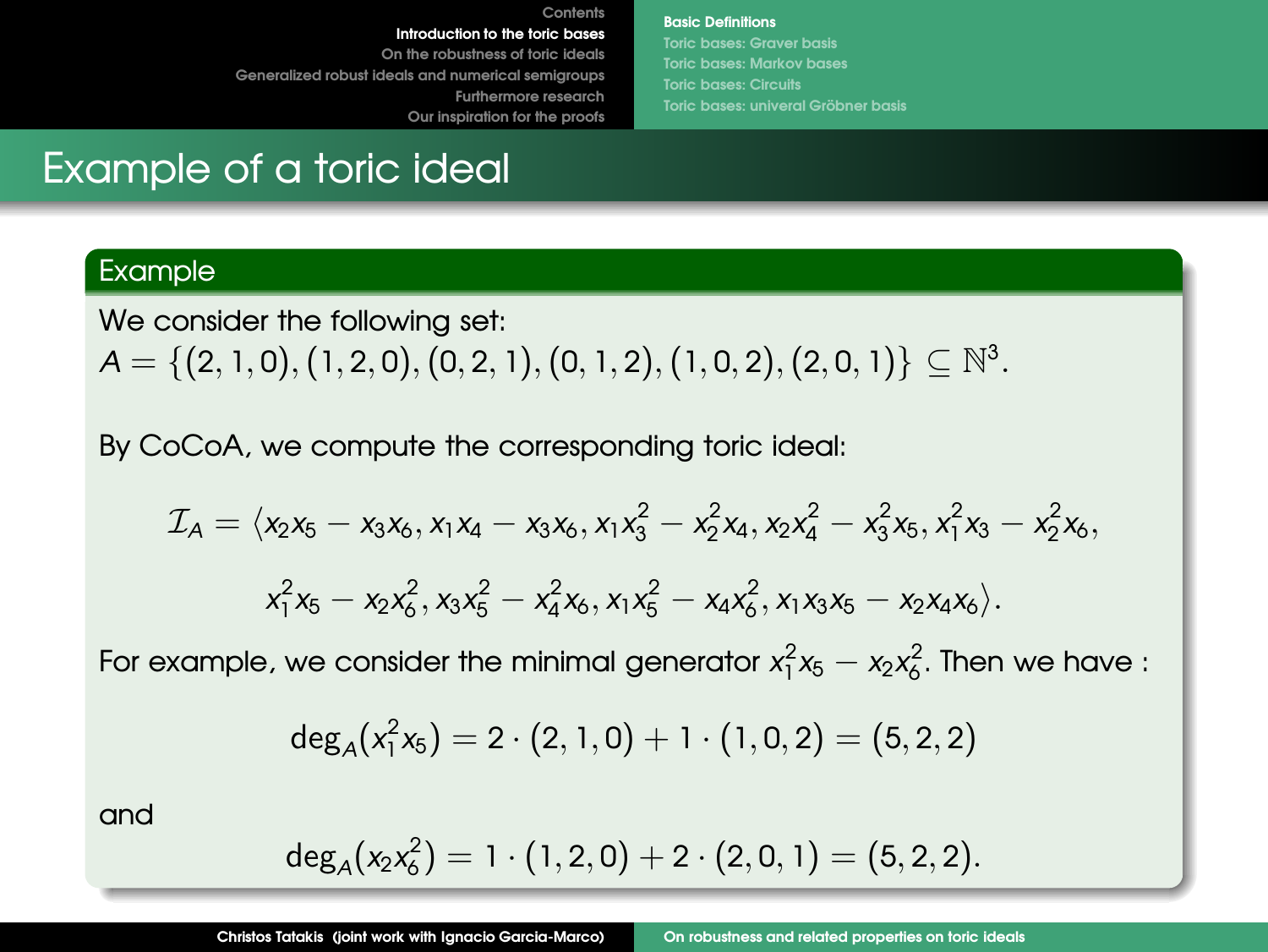# Example of a toric ideal

## Example

We consider the following set:
$A = \{(2,1,0),(1,2,0),(0,2,1),(0,1,2),(1,0,2),(2,0,1)\} \subseteq \mathbb{N}^3$.

By CoCoA, we compute the corresponding toric ideal:

$$\mathcal{I}_A = \langle x_2x_5 - x_3x_6, x_1x_4 - x_3x_6, x_1x_3^2 - x_2^2x_4, x_2x_4^2 - x_3^2x_5, x_1^2x_3 - x_2^2x_6,$$

$$x_1^2x_5 - x_2x_6^2, x_3x_5^2 - x_4^2x_6, x_1x_5^2 - x_4x_6^2, x_1x_3x_5 - x_2x_4x_6\rangle.$$

For example, we consider the minimal generator $x_1^2x_5 - x_2x_6^2$. Then we have :

$$\deg_A(x_1^2x_5) = 2\cdot(2,1,0) + 1\cdot(1,0,2) = (5,2,2)$$

and

$$\deg_A(x_2x_6^2) = 1\cdot(1,2,0) + 2\cdot(2,0,1) = (5,2,2).$$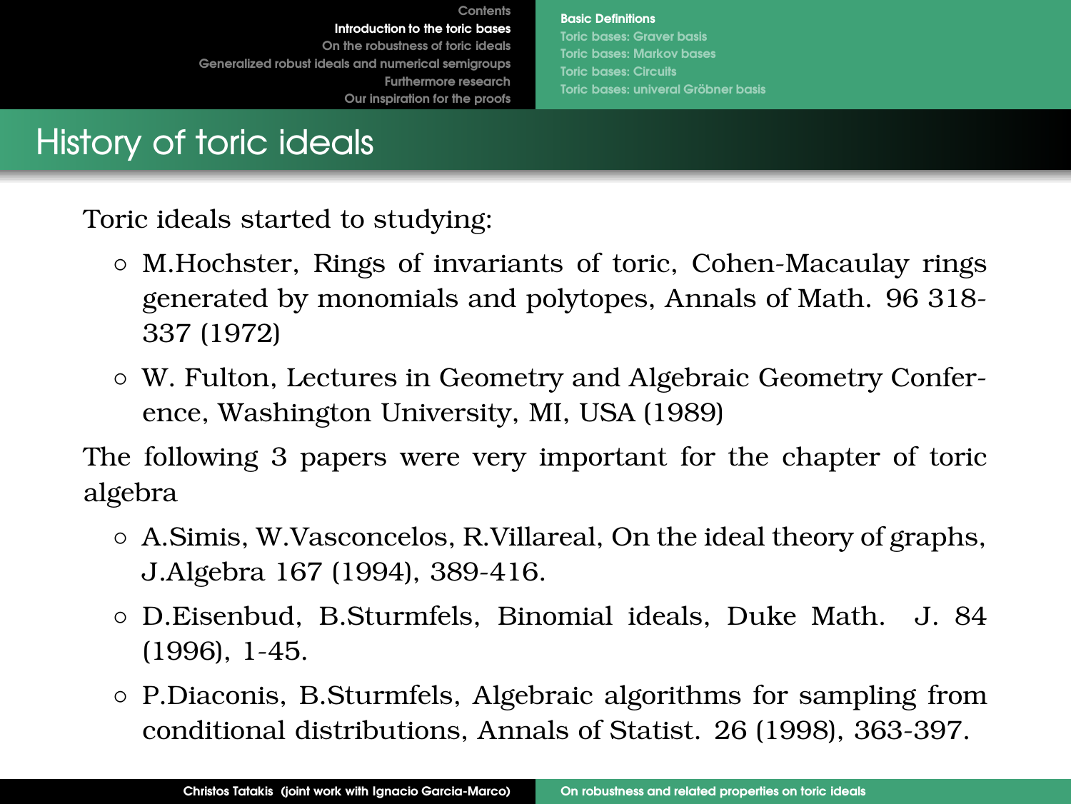# History of toric ideals

Toric ideals started to studying:

- M.Hochster, Rings of invariants of toric, Cohen-Macaulay rings generated by monomials and polytopes, Annals of Math. 96 318-337 (1972)
- W. Fulton, Lectures in Geometry and Algebraic Geometry Conference, Washington University, MI, USA (1989)

The following 3 papers were very important for the chapter of toric algebra

- A.Simis, W.Vasconcelos, R.Villareal, On the ideal theory of graphs, J.Algebra 167 (1994), 389-416.
- D.Eisenbud, B.Sturmfels, Binomial ideals, Duke Math. J. 84 (1996), 1-45.
- P.Diaconis, B.Sturmfels, Algebraic algorithms for sampling from conditional distributions, Annals of Statist. 26 (1998), 363-397.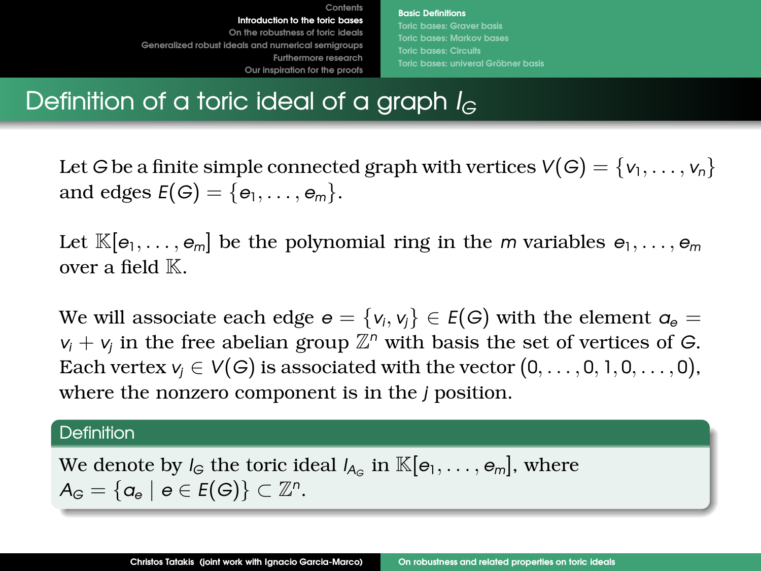# Definition of a toric ideal of a graph $I_G$

Let $G$ be a finite simple connected graph with vertices $V(G) = \{v_1, \ldots, v_n\}$ and edges $E(G) = \{e_1, \ldots, e_m\}$.

Let $\mathbb{K}[e_1, \ldots, e_m]$ be the polynomial ring in the $m$ variables $e_1, \ldots, e_m$ over a field $\mathbb{K}$.

We will associate each edge $e = \{v_i, v_j\} \in E(G)$ with the element $a_e = v_i + v_j$ in the free abelian group $\mathbb{Z}^n$ with basis the set of vertices of $G$. Each vertex $v_j \in V(G)$ is associated with the vector $(0, \ldots, 0, 1, 0, \ldots, 0)$, where the nonzero component is in the $j$ position.

**Definition**

We denote by $I_G$ the toric ideal $I_{A_G}$ in $\mathbb{K}[e_1, \ldots, e_m]$, where $A_G = \{a_e \mid e \in E(G)\} \subset \mathbb{Z}^n$.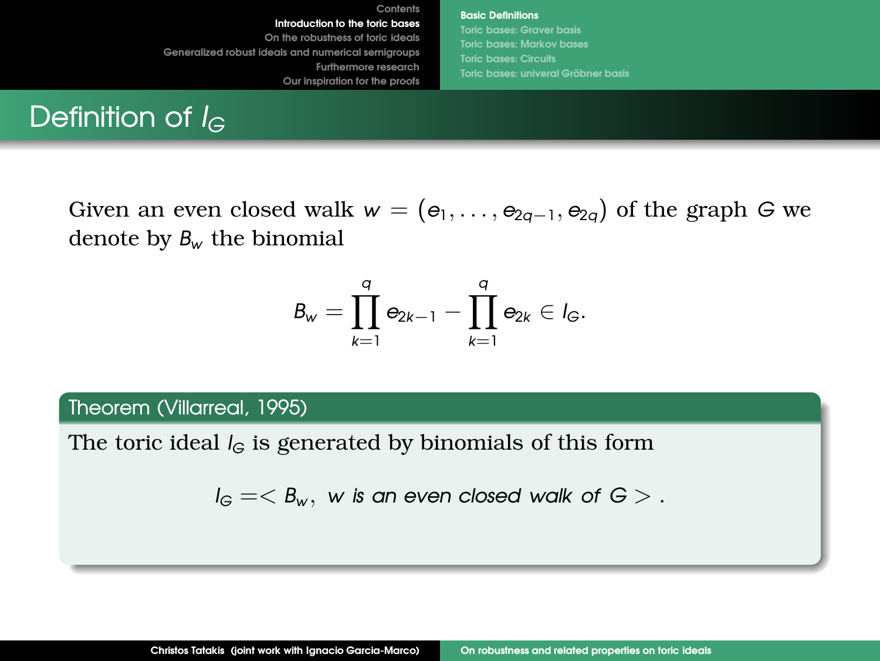# Definition of $I_G$

Given an even closed walk $w = (e_1, \ldots, e_{2q-1}, e_{2q})$ of the graph $G$ we denote by $B_w$ the binomial

$$B_w = \prod_{k=1}^{q} e_{2k-1} - \prod_{k=1}^{q} e_{2k} \in I_G.$$

**Theorem (Villarreal, 1995)**

The toric ideal $I_G$ is generated by binomials of this form

$$I_G =< B_w, \ w \text{ is an even closed walk of } G > .$$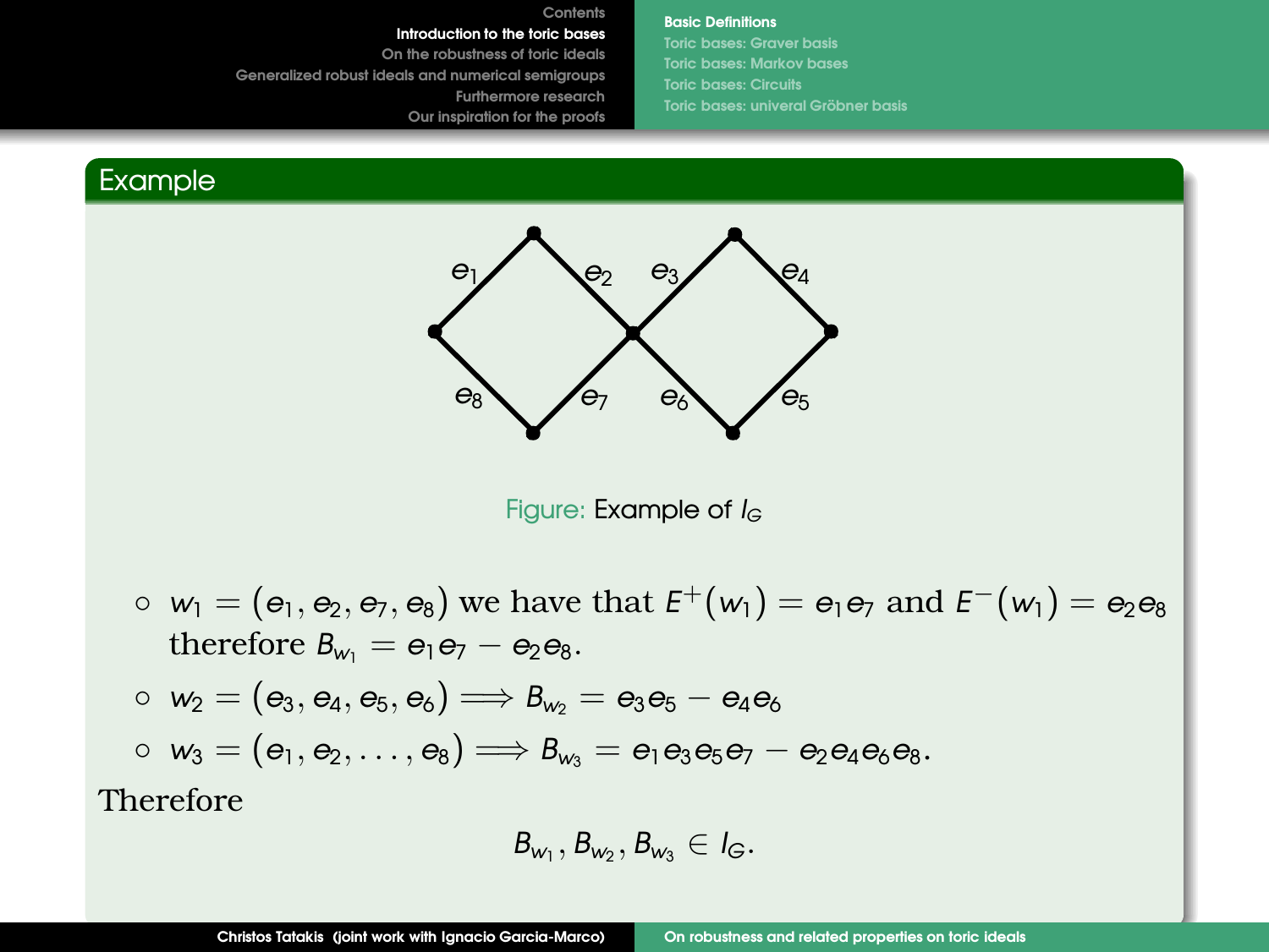## Example

Figure: Example of $I_G$

- $w_1 = (e_1, e_2, e_7, e_8)$ we have that $E^+(w_1) = e_1 e_7$ and $E^-(w_1) = e_2 e_8$ therefore $B_{w_1} = e_1 e_7 - e_2 e_8$.
- $w_2 = (e_3, e_4, e_5, e_6) \Longrightarrow B_{w_2} = e_3 e_5 - e_4 e_6$
- $w_3 = (e_1, e_2, \ldots, e_8) \Longrightarrow B_{w_3} = e_1 e_3 e_5 e_7 - e_2 e_4 e_6 e_8$.

Therefore

$$B_{w_1}, B_{w_2}, B_{w_3} \in I_G.$$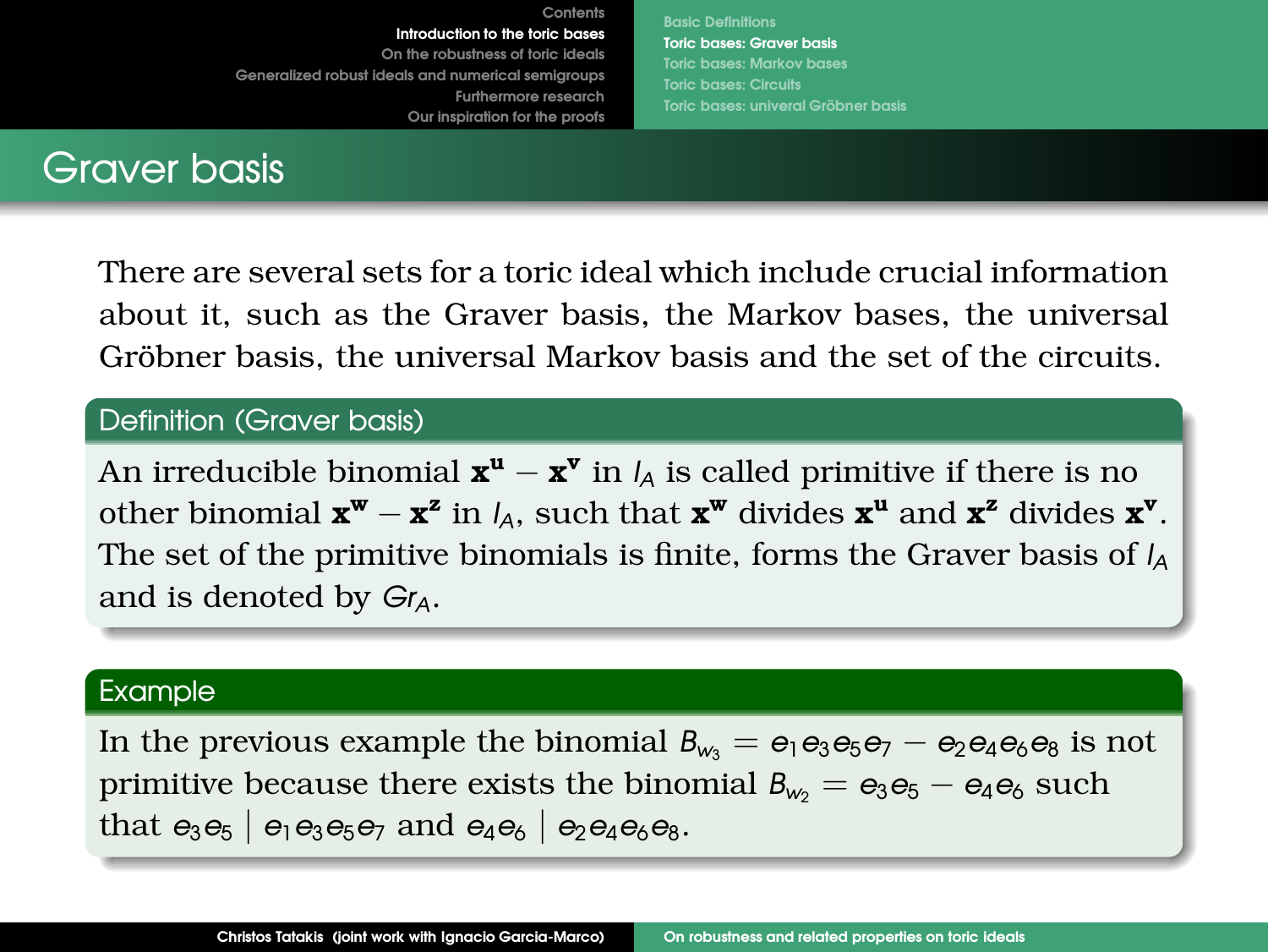# Graver basis

There are several sets for a toric ideal which include crucial information about it, such as the Graver basis, the Markov bases, the universal Gröbner basis, the universal Markov basis and the set of the circuits.

**Definition (Graver basis)**

An irreducible binomial $\mathbf{x}^{\mathbf{u}} - \mathbf{x}^{\mathbf{v}}$ in $I_A$ is called primitive if there is no other binomial $\mathbf{x}^{\mathbf{w}} - \mathbf{x}^{\mathbf{z}}$ in $I_A$, such that $\mathbf{x}^{\mathbf{w}}$ divides $\mathbf{x}^{\mathbf{u}}$ and $\mathbf{x}^{\mathbf{z}}$ divides $\mathbf{x}^{\mathbf{v}}$. The set of the primitive binomials is finite, forms the Graver basis of $I_A$ and is denoted by $Gr_A$.

**Example**

In the previous example the binomial $B_{w_3} = e_1e_3e_5e_7 - e_2e_4e_6e_8$ is not primitive because there exists the binomial $B_{w_2} = e_3e_5 - e_4e_6$ such that $e_3e_5 \mid e_1e_3e_5e_7$ and $e_4e_6 \mid e_2e_4e_6e_8$.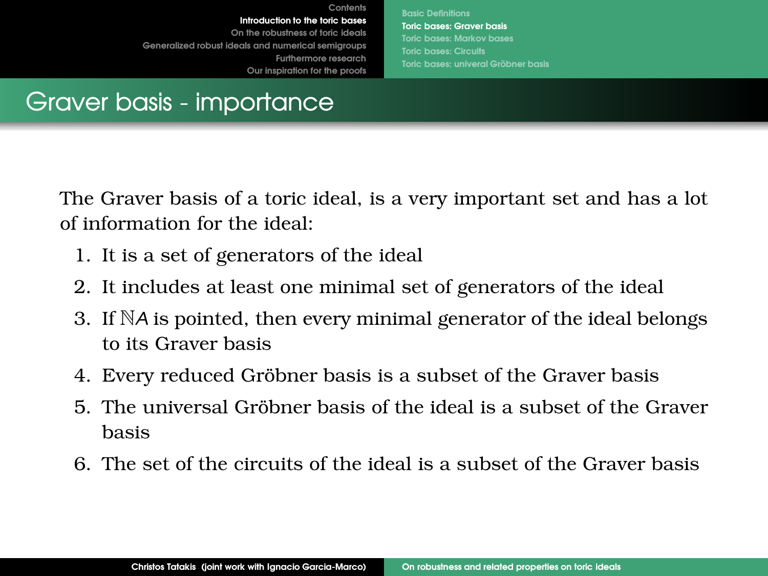# Graver basis - importance

The Graver basis of a toric ideal, is a very important set and has a lot of information for the ideal:

1. It is a set of generators of the ideal
2. It includes at least one minimal set of generators of the ideal
3. If $\mathbb{N}A$ is pointed, then every minimal generator of the ideal belongs to its Graver basis
4. Every reduced Gröbner basis is a subset of the Graver basis
5. The universal Gröbner basis of the ideal is a subset of the Graver basis
6. The set of the circuits of the ideal is a subset of the Graver basis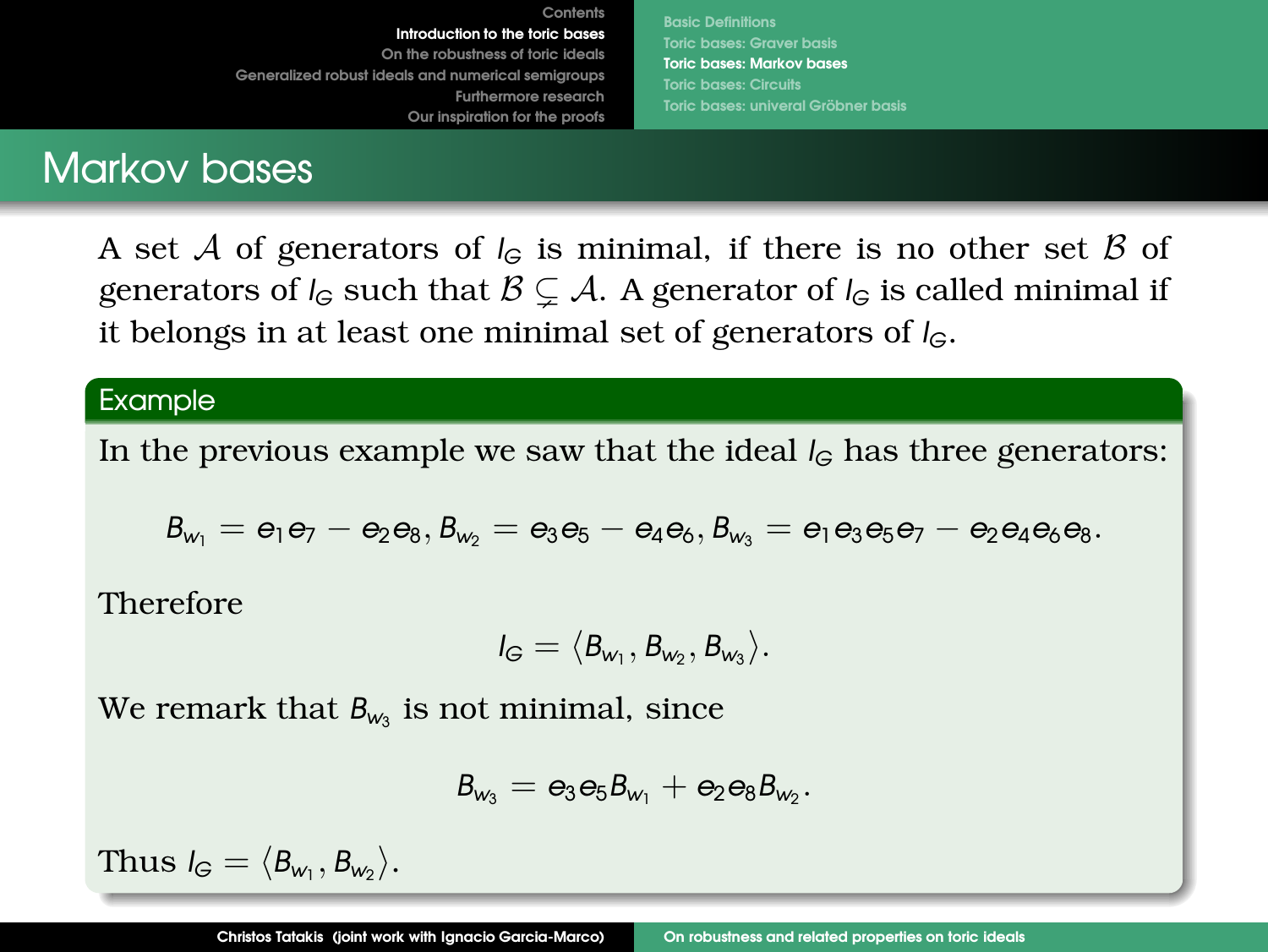# Markov bases

A set $\mathcal{A}$ of generators of $I_G$ is minimal, if there is no other set $\mathcal{B}$ of generators of $I_G$ such that $\mathcal{B} \subsetneq \mathcal{A}$. A generator of $I_G$ is called minimal if it belongs in at least one minimal set of generators of $I_G$.

### Example

In the previous example we saw that the ideal $I_G$ has three generators:

$$B_{w_1} = e_1 e_7 - e_2 e_8, B_{w_2} = e_3 e_5 - e_4 e_6, B_{w_3} = e_1 e_3 e_5 e_7 - e_2 e_4 e_6 e_8.$$

Therefore

$$I_G = \langle B_{w_1}, B_{w_2}, B_{w_3} \rangle.$$

We remark that $B_{w_3}$ is not minimal, since

$$B_{w_3} = e_3 e_5 B_{w_1} + e_2 e_8 B_{w_2}.$$

Thus $I_G = \langle B_{w_1}, B_{w_2} \rangle$.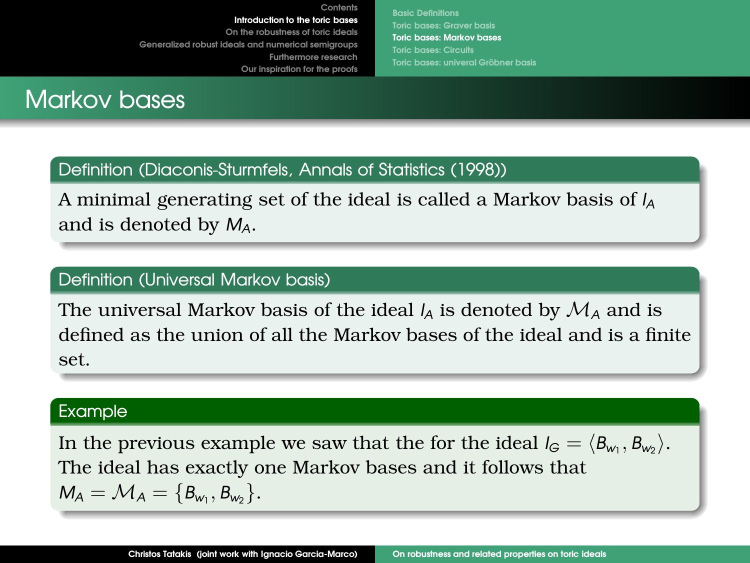# Markov bases

**Definition (Diaconis-Sturmfels, Annals of Statistics (1998))**

A minimal generating set of the ideal is called a Markov basis of $I_A$ and is denoted by $M_A$.

**Definition (Universal Markov basis)**

The universal Markov basis of the ideal $I_A$ is denoted by $\mathcal{M}_A$ and is defined as the union of all the Markov bases of the ideal and is a finite set.

**Example**

In the previous example we saw that the for the ideal $I_G = \langle B_{w_1}, B_{w_2} \rangle$. The ideal has exactly one Markov bases and it follows that $M_A = \mathcal{M}_A = \{B_{w_1}, B_{w_2}\}$.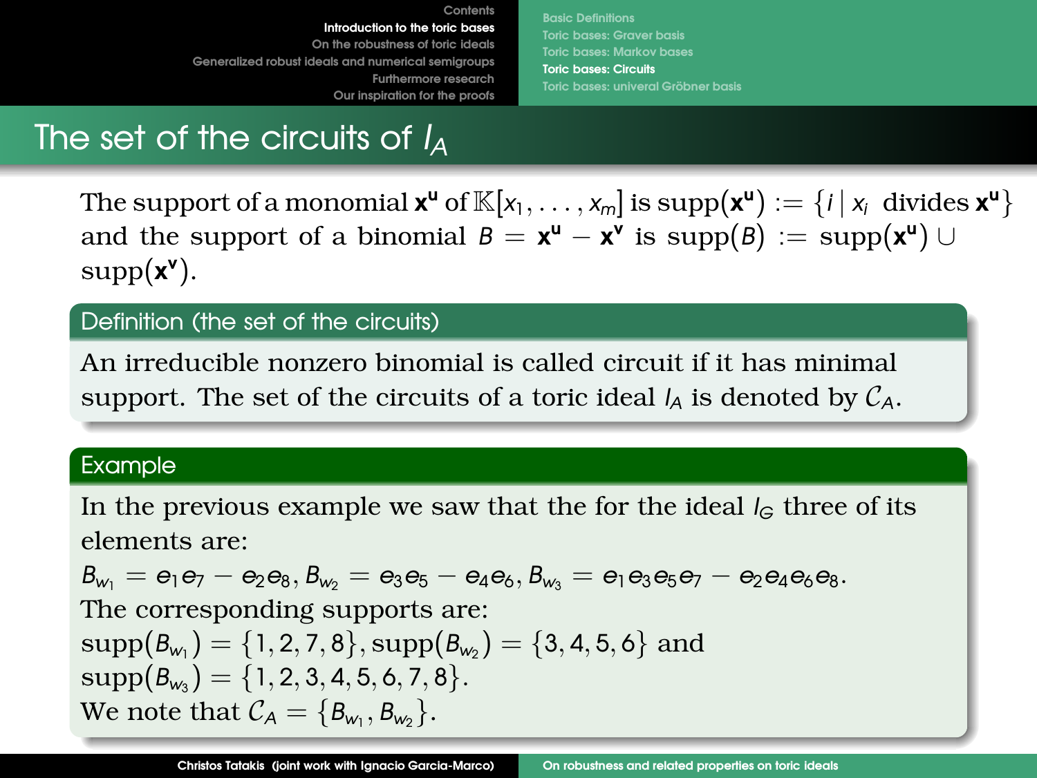# The set of the circuits of $I_A$

The support of a monomial $\mathbf{x}^{\mathbf{u}}$ of $\mathbb{K}[x_1, \ldots, x_m]$ is $\text{supp}(\mathbf{x}^{\mathbf{u}}) := \{i \mid x_i \text{ divides } \mathbf{x}^{\mathbf{u}}\}$ and the support of a binomial $B = \mathbf{x}^{\mathbf{u}} - \mathbf{x}^{\mathbf{v}}$ is $\text{supp}(B) := \text{supp}(\mathbf{x}^{\mathbf{u}}) \cup \text{supp}(\mathbf{x}^{\mathbf{v}})$.

## Definition (the set of the circuits)

An irreducible nonzero binomial is called circuit if it has minimal support. The set of the circuits of a toric ideal $I_A$ is denoted by $\mathcal{C}_A$.

## Example

In the previous example we saw that the for the ideal $I_G$ three of its elements are:

$B_{w_1} = e_1e_7 - e_2e_8, B_{w_2} = e_3e_5 - e_4e_6, B_{w_3} = e_1e_3e_5e_7 - e_2e_4e_6e_8.$

The corresponding supports are:

$\text{supp}(B_{w_1}) = \{1, 2, 7, 8\}, \text{supp}(B_{w_2}) = \{3, 4, 5, 6\}$ and

$\text{supp}(B_{w_3}) = \{1, 2, 3, 4, 5, 6, 7, 8\}.$

We note that $\mathcal{C}_A = \{B_{w_1}, B_{w_2}\}$.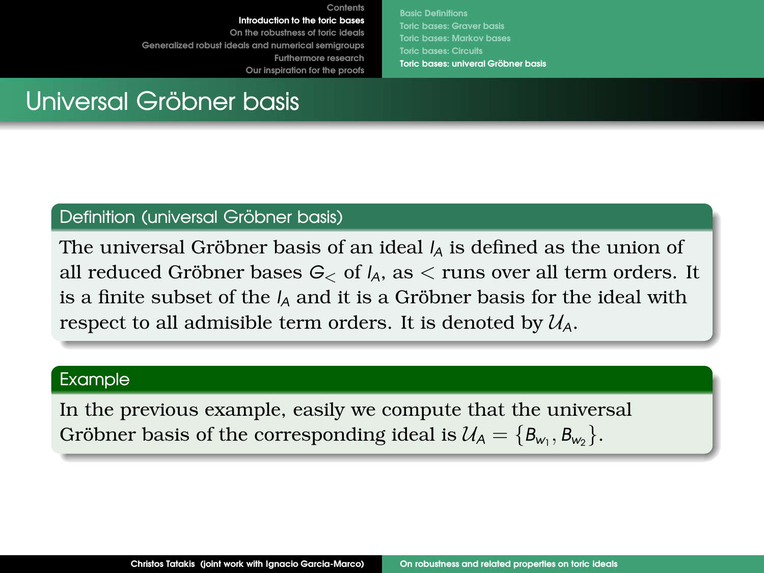# Universal Gröbner basis

**Definition (universal Gröbner basis)**

The universal Gröbner basis of an ideal $I_A$ is defined as the union of all reduced Gröbner bases $G_<$ of $I_A$, as $<$ runs over all term orders. It is a finite subset of the $I_A$ and it is a Gröbner basis for the ideal with respect to all admisible term orders. It is denoted by $\mathcal{U}_A$.

**Example**

In the previous example, easily we compute that the universal Gröbner basis of the corresponding ideal is $\mathcal{U}_A = \{B_{w_1}, B_{w_2}\}$.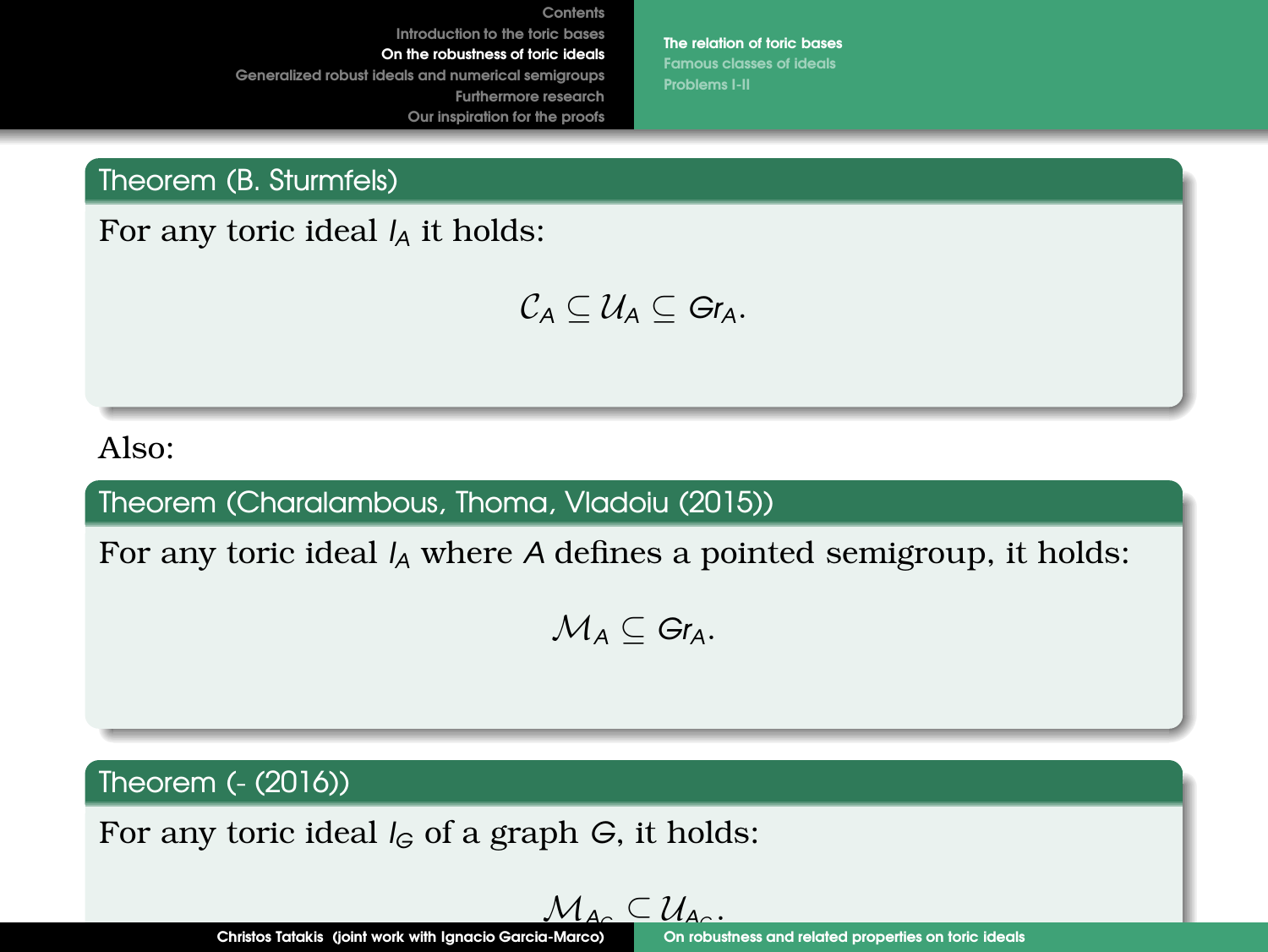**Theorem (B. Sturmfels)**

For any toric ideal $I_A$ it holds:

$$\mathcal{C}_A \subseteq \mathcal{U}_A \subseteq Gr_A.$$

Also:

**Theorem (Charalambous, Thoma, Vladoiu (2015))**

For any toric ideal $I_A$ where $A$ defines a pointed semigroup, it holds:

$$\mathcal{M}_A \subseteq Gr_A.$$

**Theorem (- (2016))**

For any toric ideal $I_G$ of a graph $G$, it holds:

$$\mathcal{M}_{A_G} \subseteq \mathcal{U}_{A_G}.$$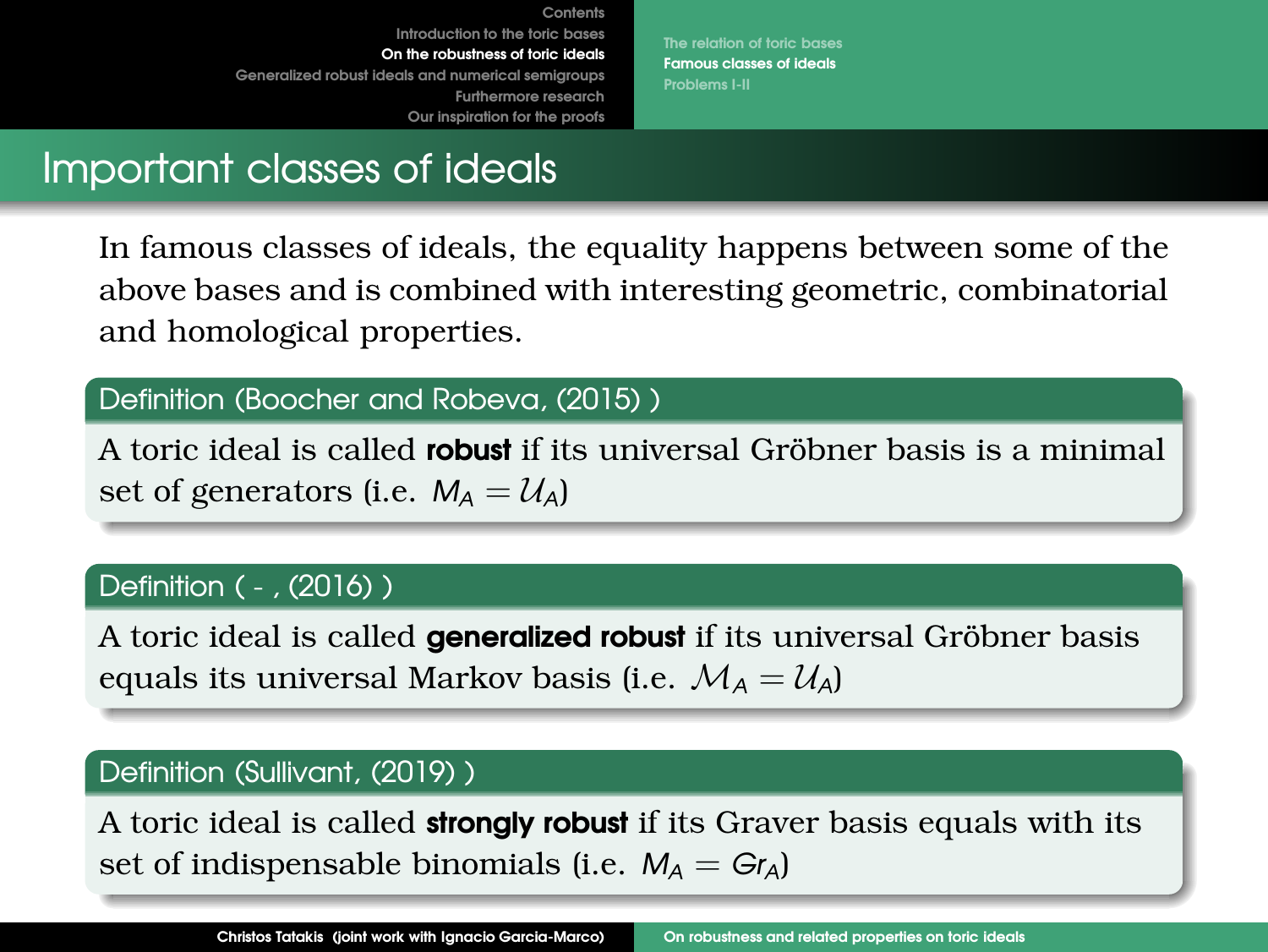# Important classes of ideals

In famous classes of ideals, the equality happens between some of the above bases and is combined with interesting geometric, combinatorial and homological properties.

**Definition (Boocher and Robeva, (2015) )**

A toric ideal is called **robust** if its universal Gröbner basis is a minimal set of generators (i.e. $M_A = \mathcal{U}_A$)

**Definition ( - , (2016) )**

A toric ideal is called **generalized robust** if its universal Gröbner basis equals its universal Markov basis (i.e. $\mathcal{M}_A = \mathcal{U}_A$)

**Definition (Sullivant, (2019) )**

A toric ideal is called **strongly robust** if its Graver basis equals with its set of indispensable binomials (i.e. $M_A = Gr_A$)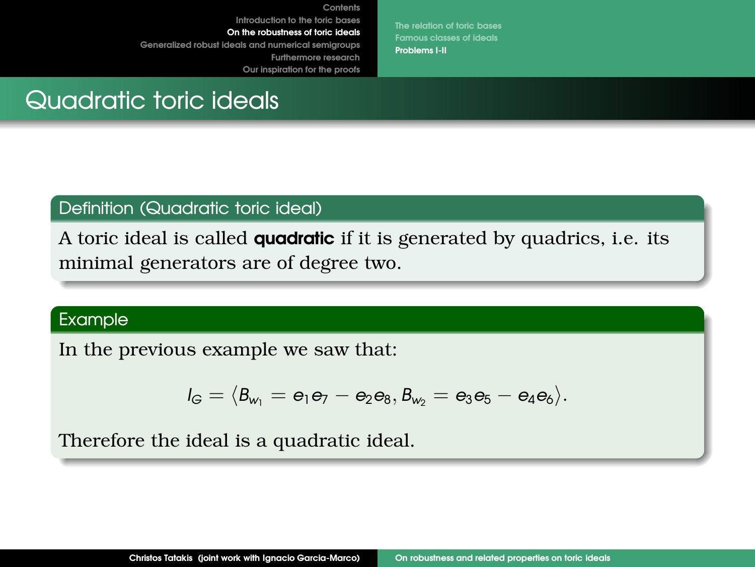# Quadratic toric ideals

**Definition (Quadratic toric ideal)**

A toric ideal is called **quadratic** if it is generated by quadrics, i.e. its minimal generators are of degree two.

**Example**

In the previous example we saw that:

$$I_G = \langle B_{w_1} = e_1 e_7 - e_2 e_8, B_{w_2} = e_3 e_5 - e_4 e_6 \rangle.$$

Therefore the ideal is a quadratic ideal.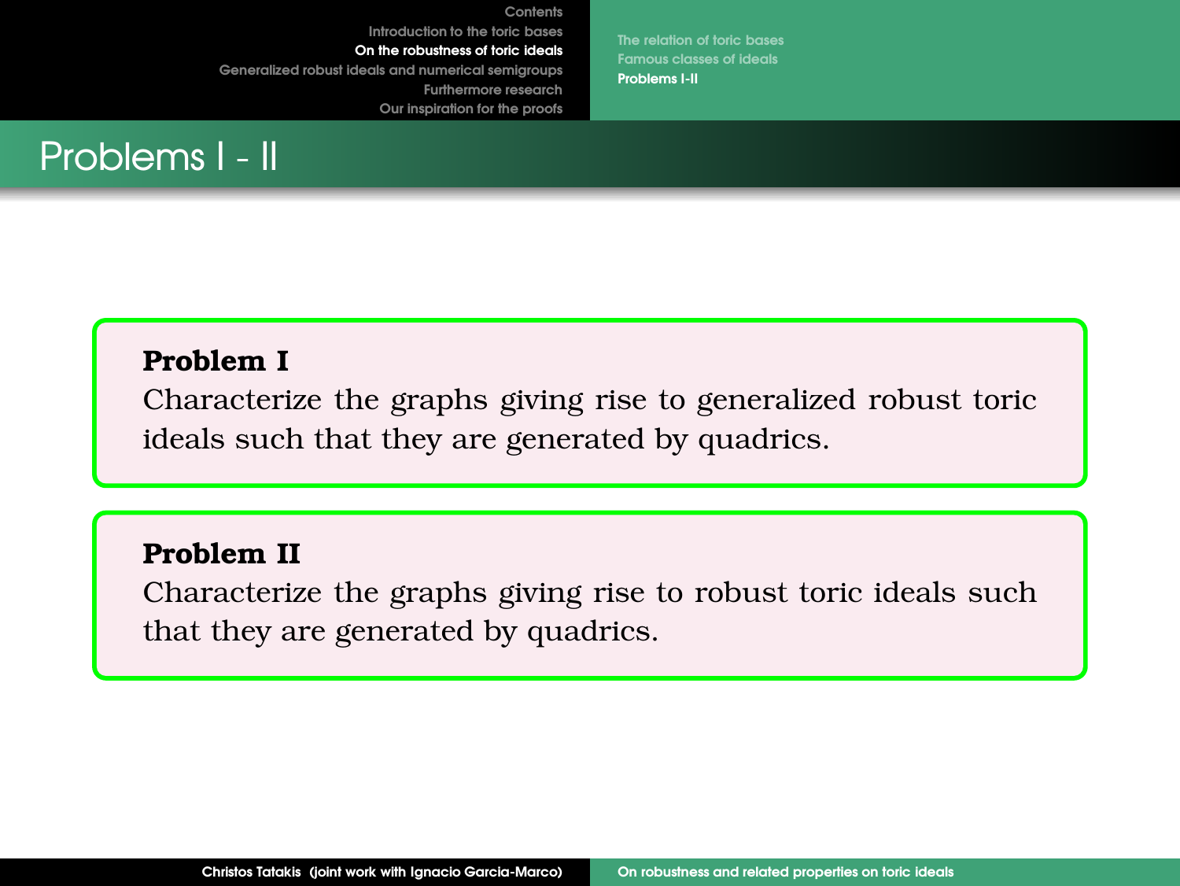# Problems I - II

**Problem I**

Characterize the graphs giving rise to generalized robust toric ideals such that they are generated by quadrics.

**Problem II**

Characterize the graphs giving rise to robust toric ideals such that they are generated by quadrics.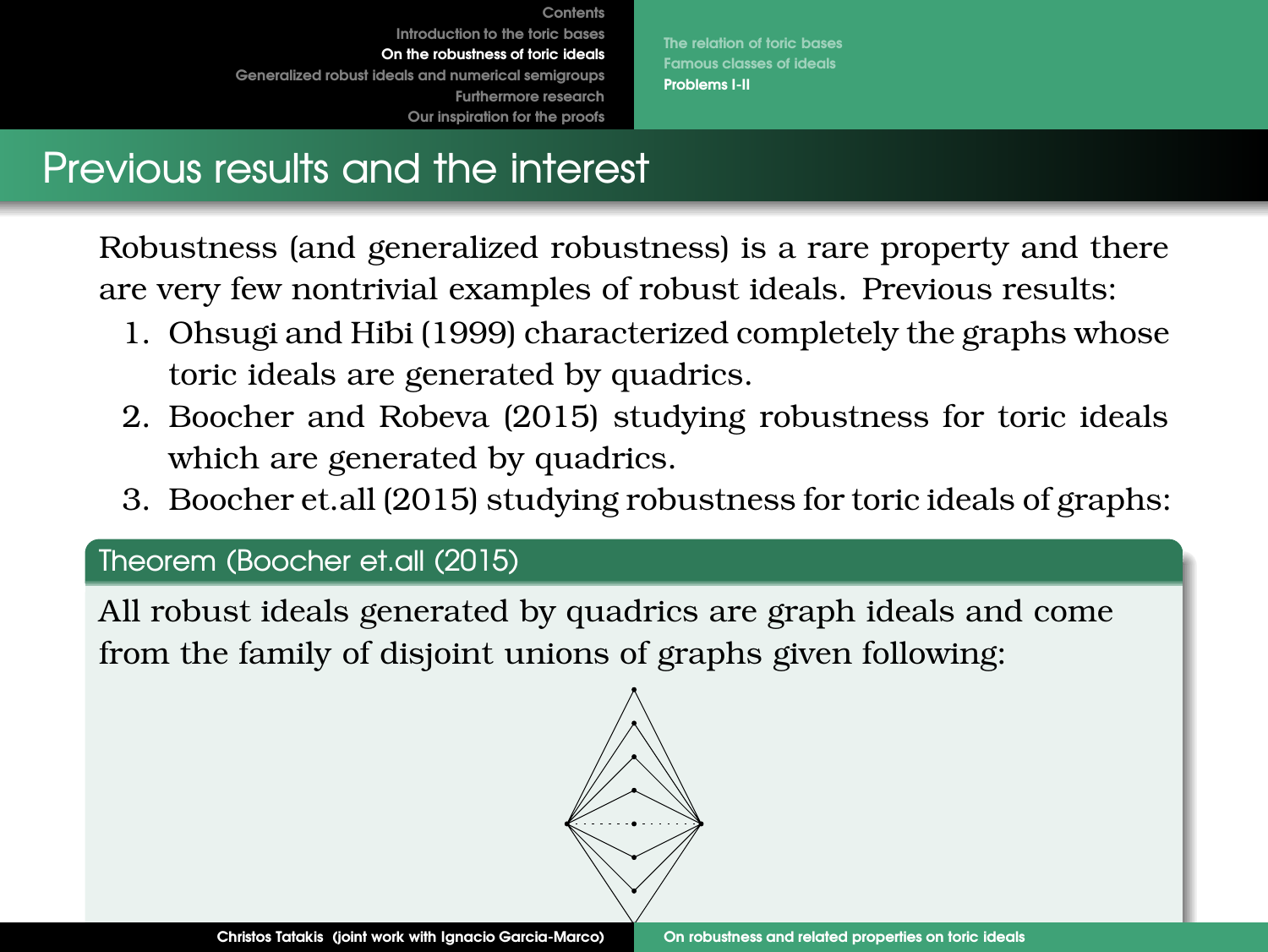## Previous results and the interest

Robustness (and generalized robustness) is a rare property and there are very few nontrivial examples of robust ideals. Previous results:

1. Ohsugi and Hibi (1999) characterized completely the graphs whose toric ideals are generated by quadrics.
2. Boocher and Robeva (2015) studying robustness for toric ideals which are generated by quadrics.
3. Boocher et.all (2015) studying robustness for toric ideals of graphs:

**Theorem (Boocher et.all (2015)**

All robust ideals generated by quadrics are graph ideals and come from the family of disjoint unions of graphs given following: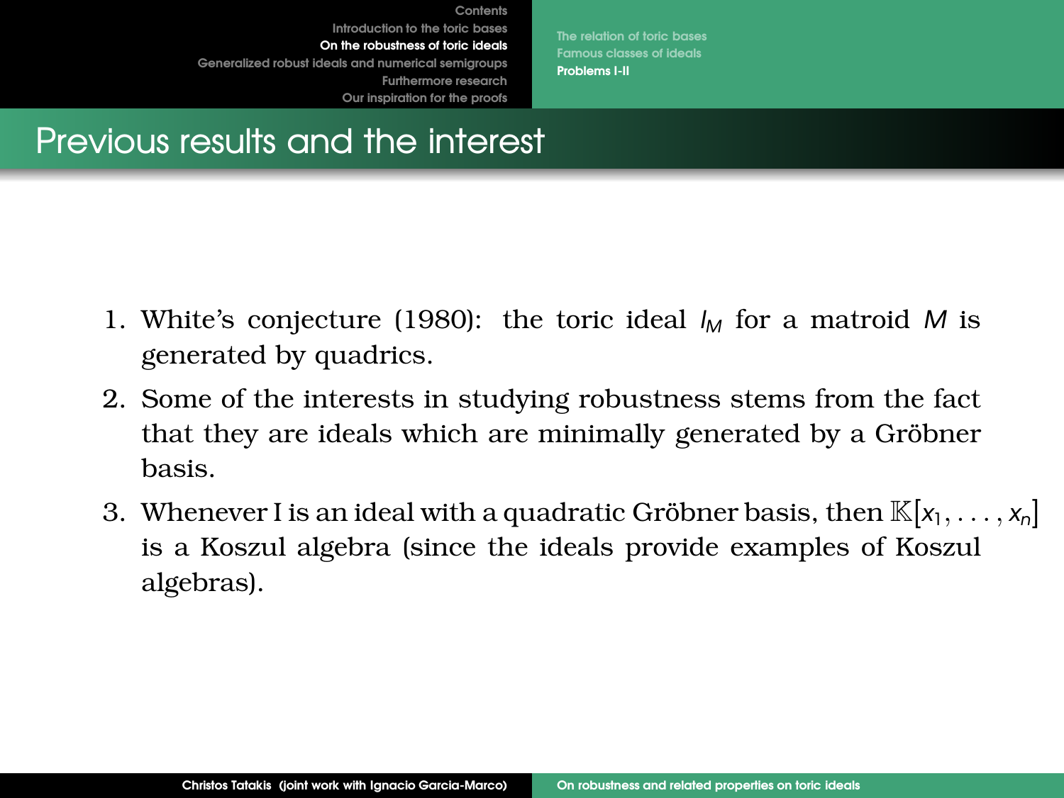# Previous results and the interest

1. White's conjecture (1980): the toric ideal $I_M$ for a matroid $M$ is generated by quadrics.
2. Some of the interests in studying robustness stems from the fact that they are ideals which are minimally generated by a Gröbner basis.
3. Whenever I is an ideal with a quadratic Gröbner basis, then $\mathbb{K}[x_1, \ldots, x_n]$ is a Koszul algebra (since the ideals provide examples of Koszul algebras).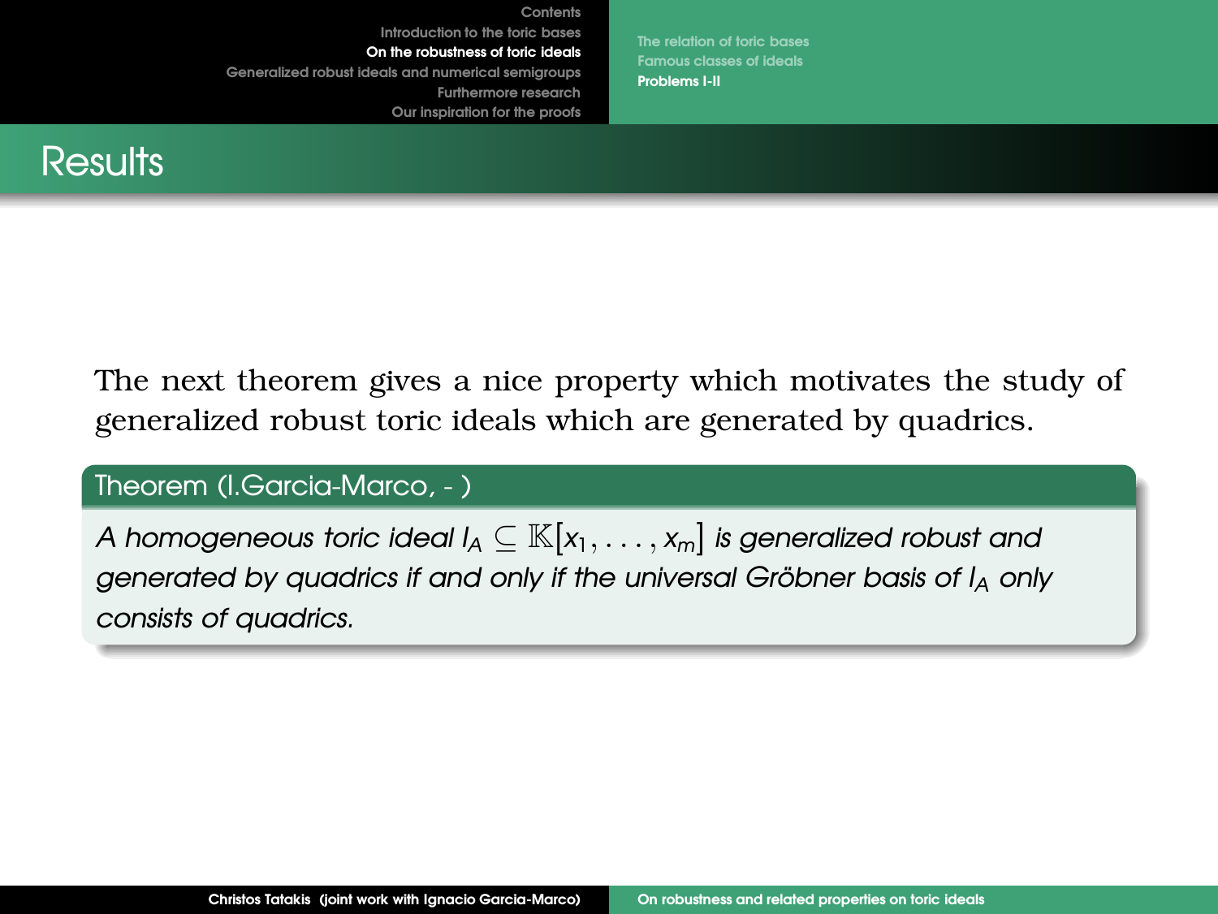## Results

The next theorem gives a nice property which motivates the study of generalized robust toric ideals which are generated by quadrics.

**Theorem (I.Garcia-Marco, - )**

*A homogeneous toric ideal $I_A \subseteq \mathbb{K}[x_1, \ldots, x_m]$ is generalized robust and generated by quadrics if and only if the universal Gröbner basis of $I_A$ only consists of quadrics.*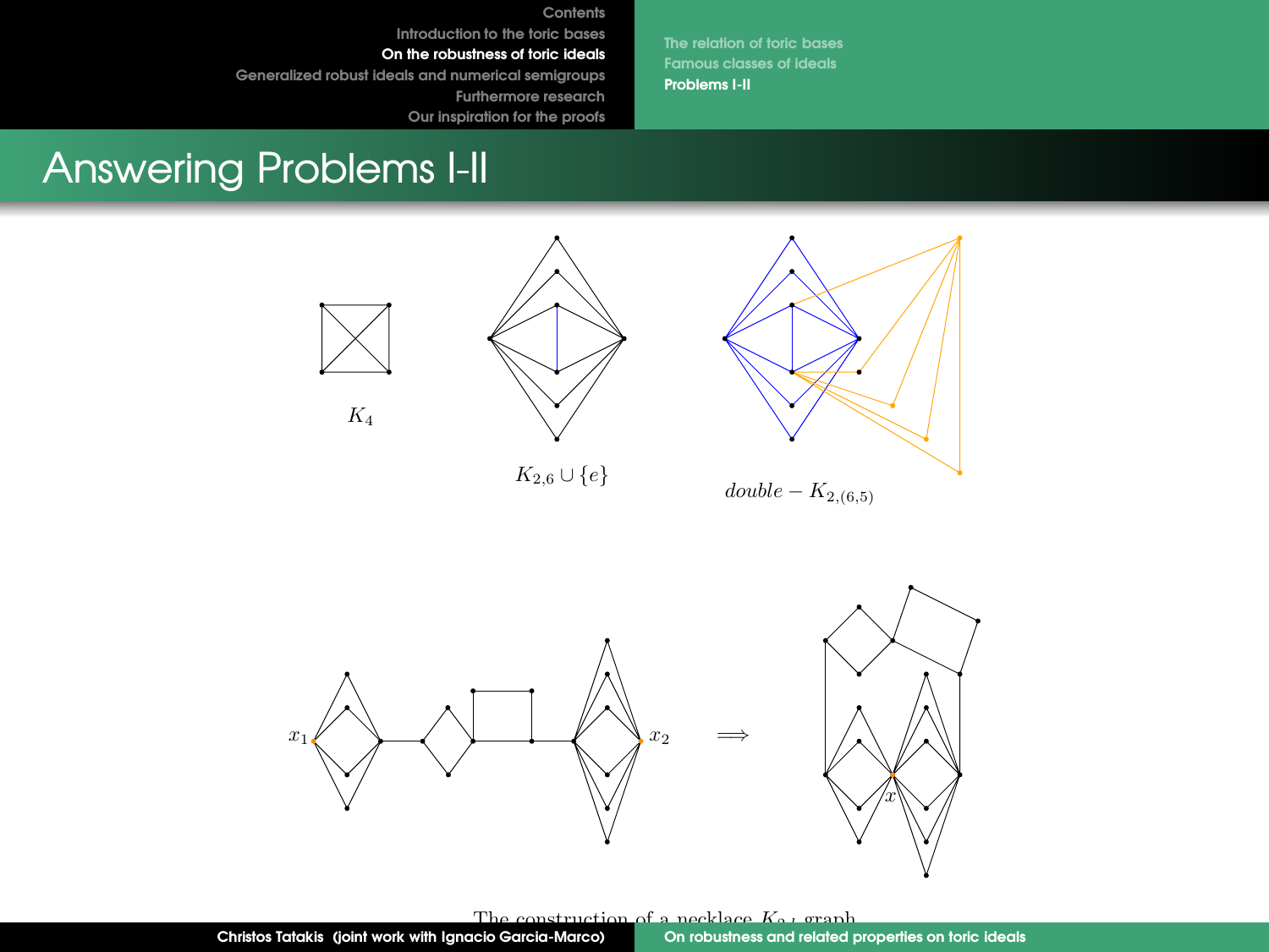# Answering Problems I-II

$K_4$

$K_{2,6} \cup \{e\}$

$double - K_{2,(6,5)}$

$x_1$ $x_2$ $\Longrightarrow$ $x$

The construction of a necklace $K_{2,l}$ graph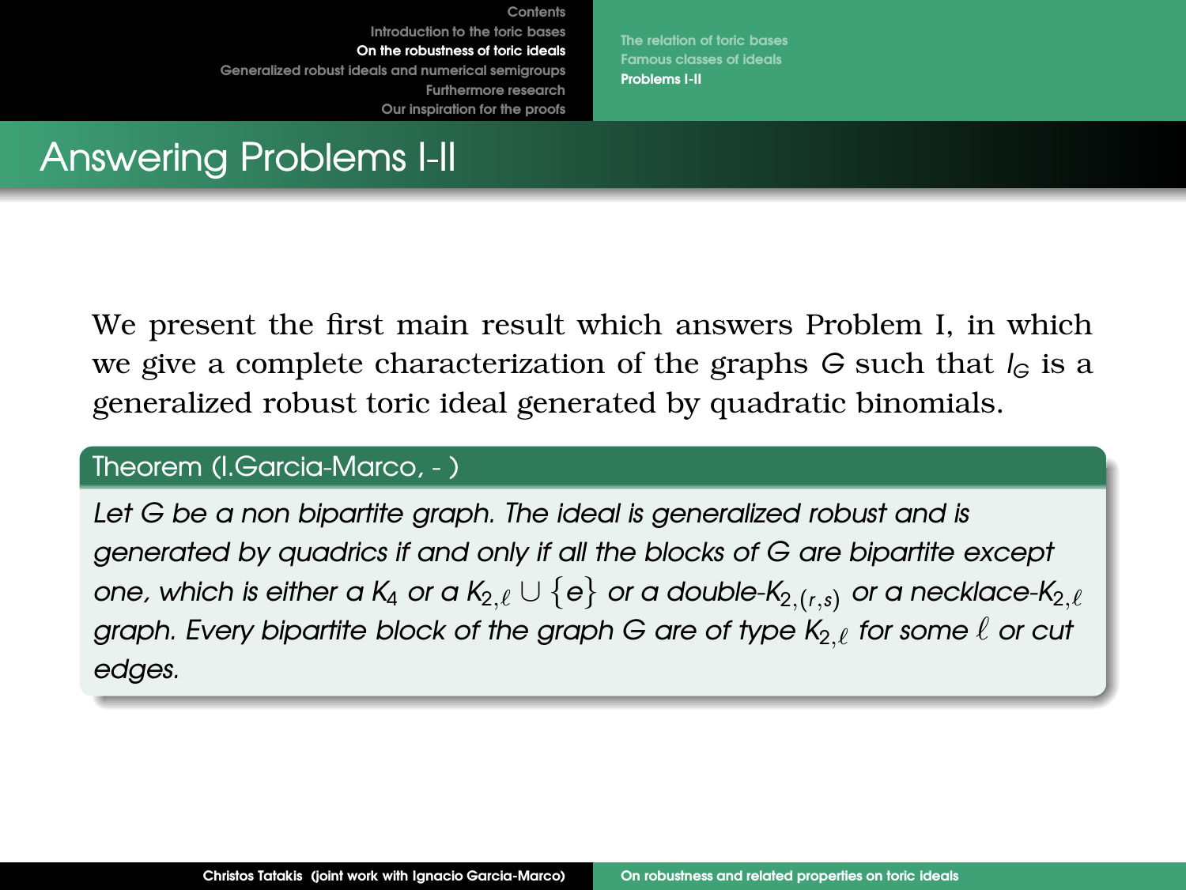# Answering Problems I-II

We present the first main result which answers Problem I, in which we give a complete characterization of the graphs $G$ such that $I_G$ is a generalized robust toric ideal generated by quadratic binomials.

**Theorem (I.Garcia-Marco, - )**

*Let $G$ be a non bipartite graph. The ideal is generalized robust and is generated by quadrics if and only if all the blocks of $G$ are bipartite except one, which is either a $K_4$ or a $K_{2,\ell} \cup \{e\}$ or a double-$K_{2,(r,s)}$ or a necklace-$K_{2,\ell}$ graph. Every bipartite block of the graph $G$ are of type $K_{2,\ell}$ for some $\ell$ or cut edges.*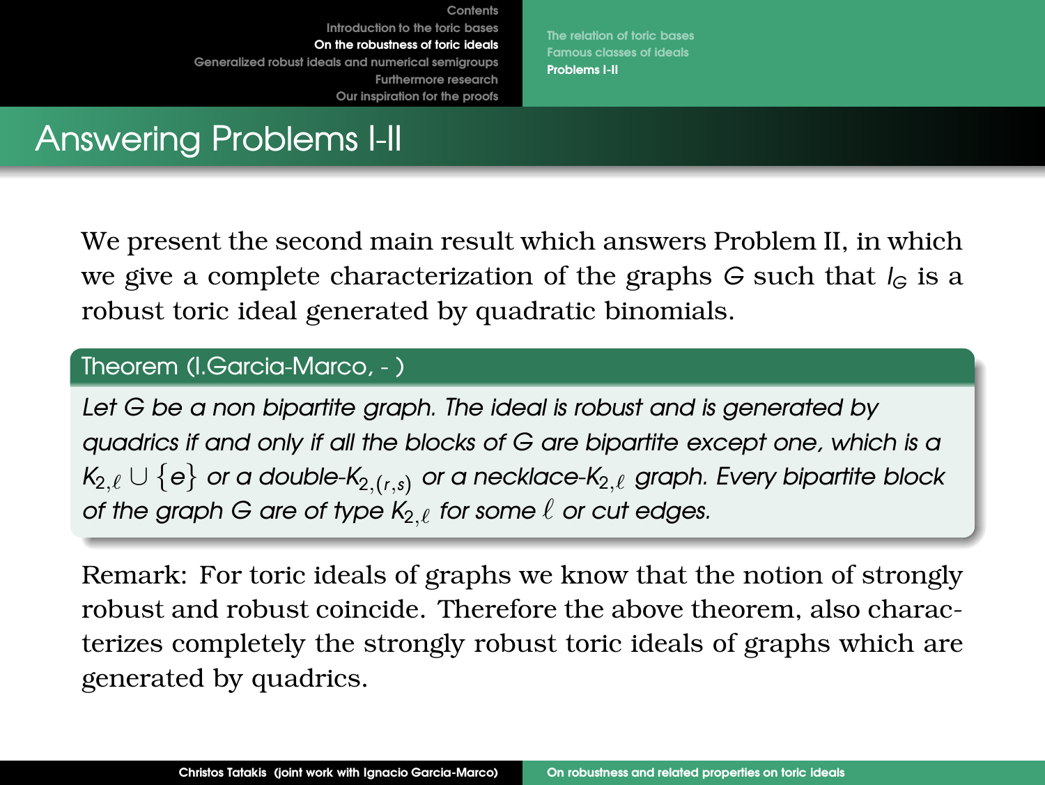# Answering Problems I-II

We present the second main result which answers Problem II, in which we give a complete characterization of the graphs $G$ such that $I_G$ is a robust toric ideal generated by quadratic binomials.

**Theorem (I.Garcia-Marco, - )**

*Let $G$ be a non bipartite graph. The ideal is robust and is generated by quadrics if and only if all the blocks of $G$ are bipartite except one, which is a $K_{2,\ell} \cup \{e\}$ or a double-$K_{2,(r,s)}$ or a necklace-$K_{2,\ell}$ graph. Every bipartite block of the graph $G$ are of type $K_{2,\ell}$ for some $\ell$ or cut edges.*

Remark: For toric ideals of graphs we know that the notion of strongly robust and robust coincide. Therefore the above theorem, also characterizes completely the strongly robust toric ideals of graphs which are generated by quadrics.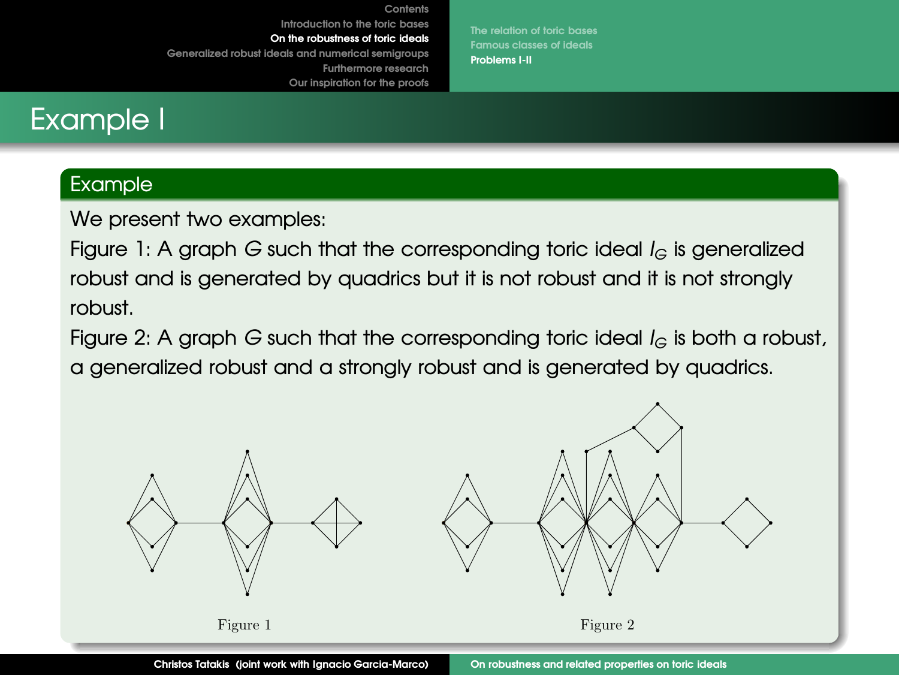# Example I

## Example

We present two examples:

Figure 1: A graph $G$ such that the corresponding toric ideal $I_G$ is generalized robust and is generated by quadrics but it is not robust and it is not strongly robust.

Figure 2: A graph $G$ such that the corresponding toric ideal $I_G$ is both a robust, a generalized robust and a strongly robust and is generated by quadrics.

Figure 1

Figure 2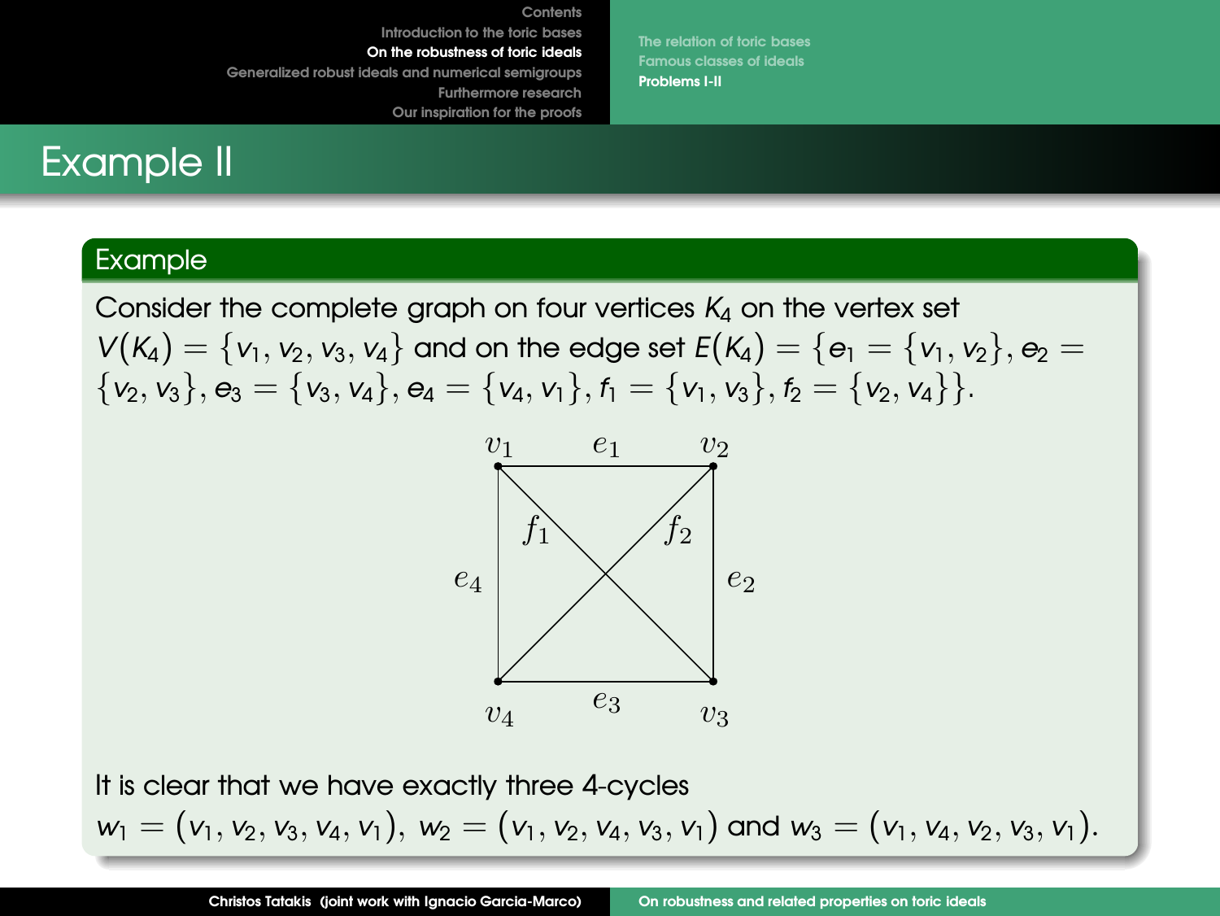# Example II

## Example

Consider the complete graph on four vertices $K_4$ on the vertex set $V(K_4) = \{v_1, v_2, v_3, v_4\}$ and on the edge set $E(K_4) = \{e_1 = \{v_1, v_2\}, e_2 = \{v_2, v_3\}, e_3 = \{v_3, v_4\}, e_4 = \{v_4, v_1\}, f_1 = \{v_1, v_3\}, f_2 = \{v_2, v_4\}\}$.

It is clear that we have exactly three 4-cycles $w_1 = (v_1, v_2, v_3, v_4, v_1)$, $w_2 = (v_1, v_2, v_4, v_3, v_1)$ and $w_3 = (v_1, v_4, v_2, v_3, v_1)$.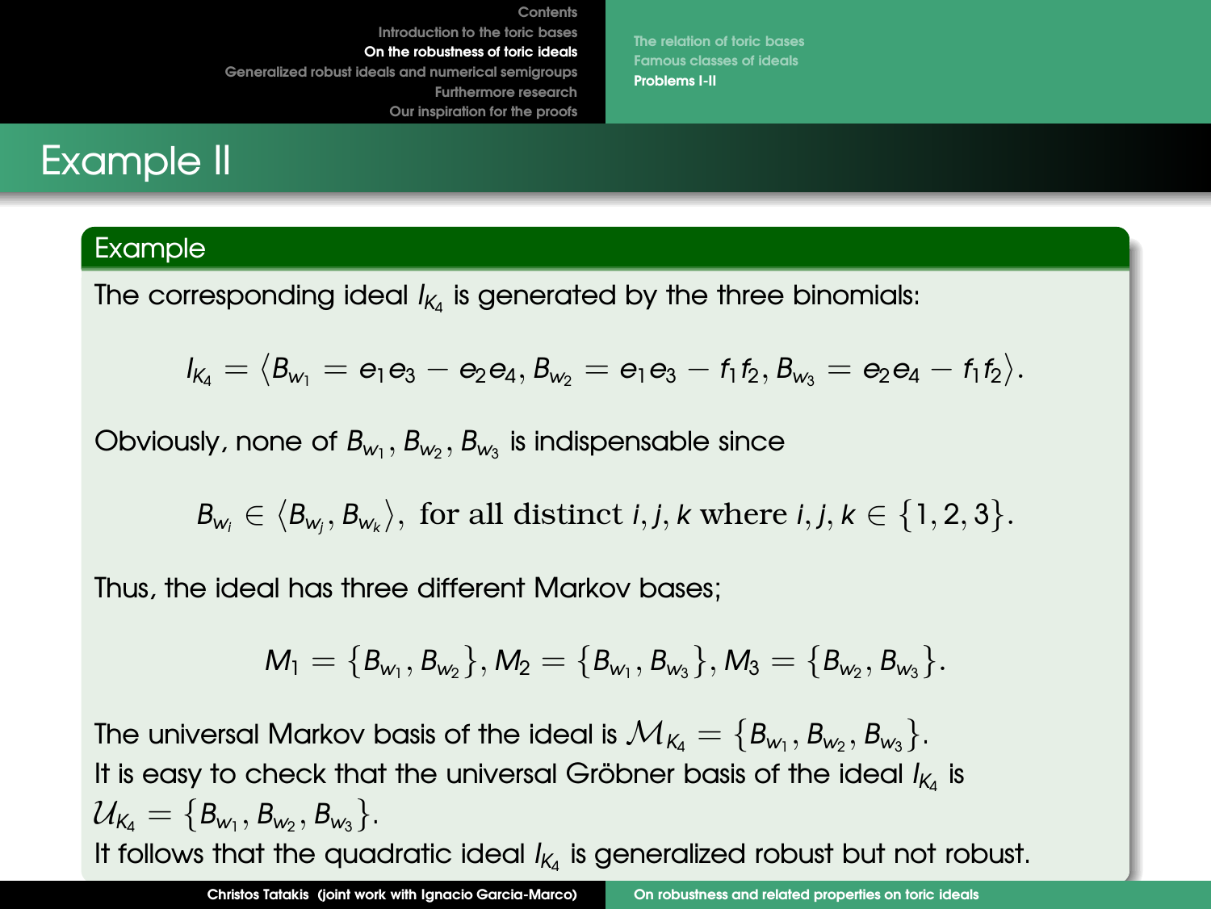# Example II

## Example

The corresponding ideal $I_{K_4}$ is generated by the three binomials:

$$I_{K_4} = \langle B_{w_1} = e_1e_3 - e_2e_4, B_{w_2} = e_1e_3 - f_1f_2, B_{w_3} = e_2e_4 - f_1f_2 \rangle.$$

Obviously, none of $B_{w_1}, B_{w_2}, B_{w_3}$ is indispensable since

$$B_{w_i} \in \langle B_{w_j}, B_{w_k} \rangle, \text{ for all distinct } i, j, k \text{ where } i, j, k \in \{1, 2, 3\}.$$

Thus, the ideal has three different Markov bases;

$$M_1 = \{B_{w_1}, B_{w_2}\}, M_2 = \{B_{w_1}, B_{w_3}\}, M_3 = \{B_{w_2}, B_{w_3}\}.$$

The universal Markov basis of the ideal is $\mathcal{M}_{K_4} = \{B_{w_1}, B_{w_2}, B_{w_3}\}$.
It is easy to check that the universal Gröbner basis of the ideal $I_{K_4}$ is $\mathcal{U}_{K_4} = \{B_{w_1}, B_{w_2}, B_{w_3}\}$.
It follows that the quadratic ideal $I_{K_4}$ is generalized robust but not robust.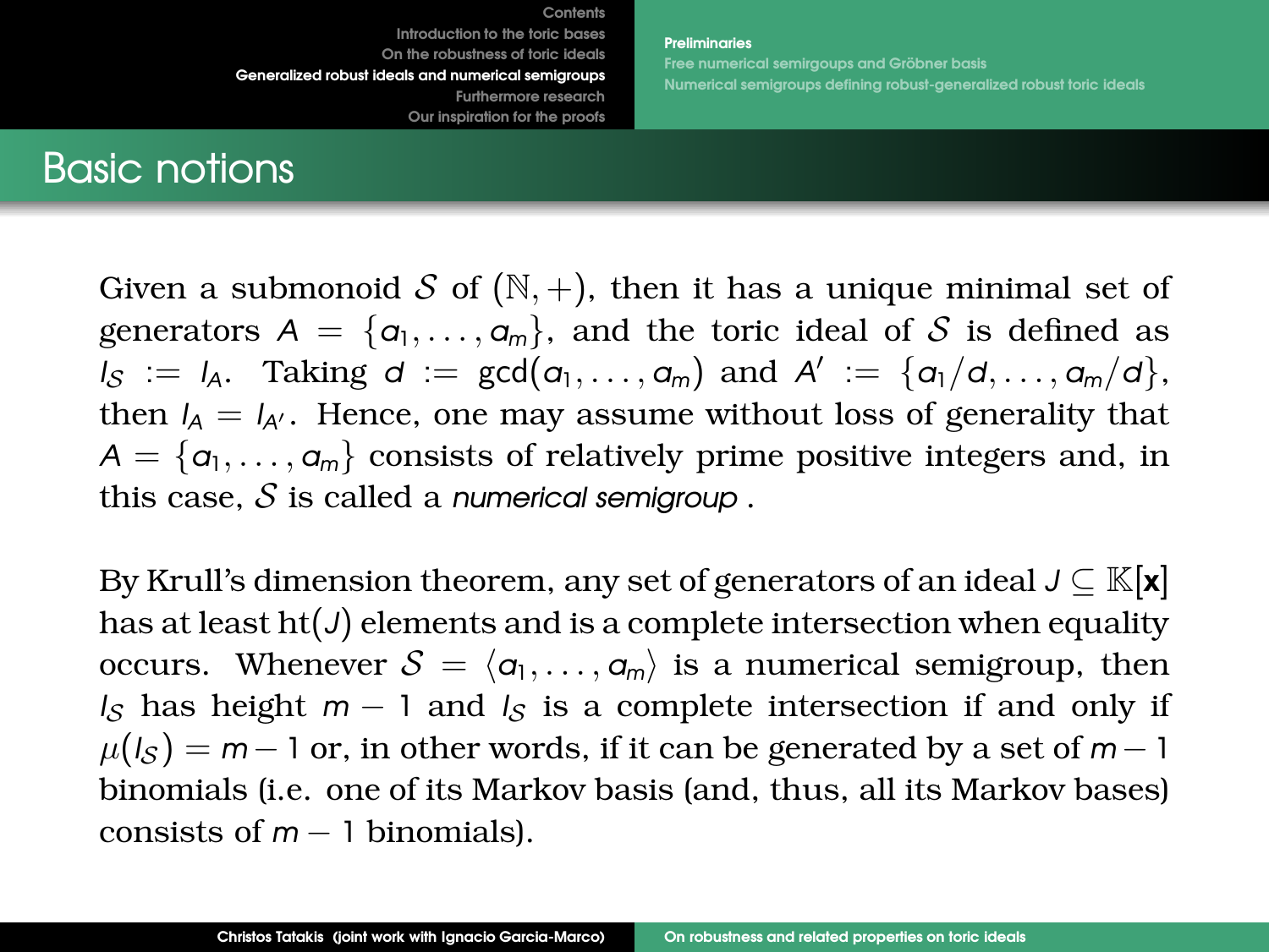# Basic notions

Given a submonoid $\mathcal{S}$ of $(\mathbb{N},+)$, then it has a unique minimal set of generators $A = \{a_1,\ldots,a_m\}$, and the toric ideal of $\mathcal{S}$ is defined as $I_{\mathcal{S}} := I_A$. Taking $d := \gcd(a_1,\ldots,a_m)$ and $A' := \{a_1/d,\ldots,a_m/d\}$, then $I_A = I_{A'}$. Hence, one may assume without loss of generality that $A = \{a_1,\ldots,a_m\}$ consists of relatively prime positive integers and, in this case, $\mathcal{S}$ is called a *numerical semigroup* .

By Krull's dimension theorem, any set of generators of an ideal $J \subseteq \mathbb{K}[\mathbf{x}]$ has at least $\mathrm{ht}(J)$ elements and is a complete intersection when equality occurs. Whenever $\mathcal{S} = \langle a_1,\ldots,a_m\rangle$ is a numerical semigroup, then $I_{\mathcal{S}}$ has height $m-1$ and $I_{\mathcal{S}}$ is a complete intersection if and only if $\mu(I_{\mathcal{S}}) = m-1$ or, in other words, if it can be generated by a set of $m-1$ binomials (i.e. one of its Markov basis (and, thus, all its Markov bases) consists of $m-1$ binomials).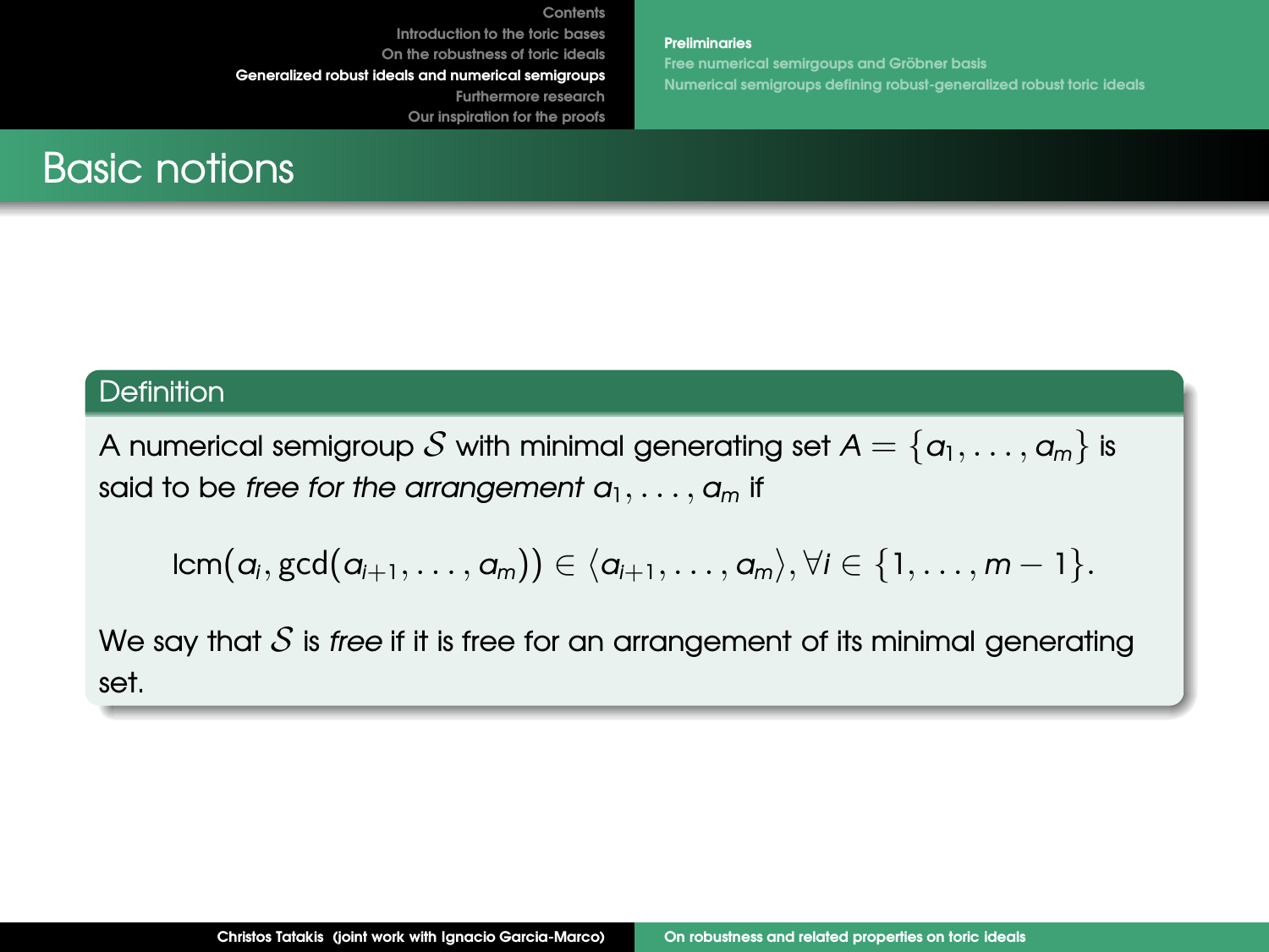# Basic notions

**Definition**

A numerical semigroup $\mathcal{S}$ with minimal generating set $A = \{a_1, \ldots, a_m\}$ is said to be *free for the arrangement* $a_1, \ldots, a_m$ if

$$\operatorname{lcm}(a_i, \gcd(a_{i+1}, \ldots, a_m)) \in \langle a_{i+1}, \ldots, a_m \rangle, \forall i \in \{1, \ldots, m-1\}.$$

We say that $\mathcal{S}$ is *free* if it is free for an arrangement of its minimal generating set.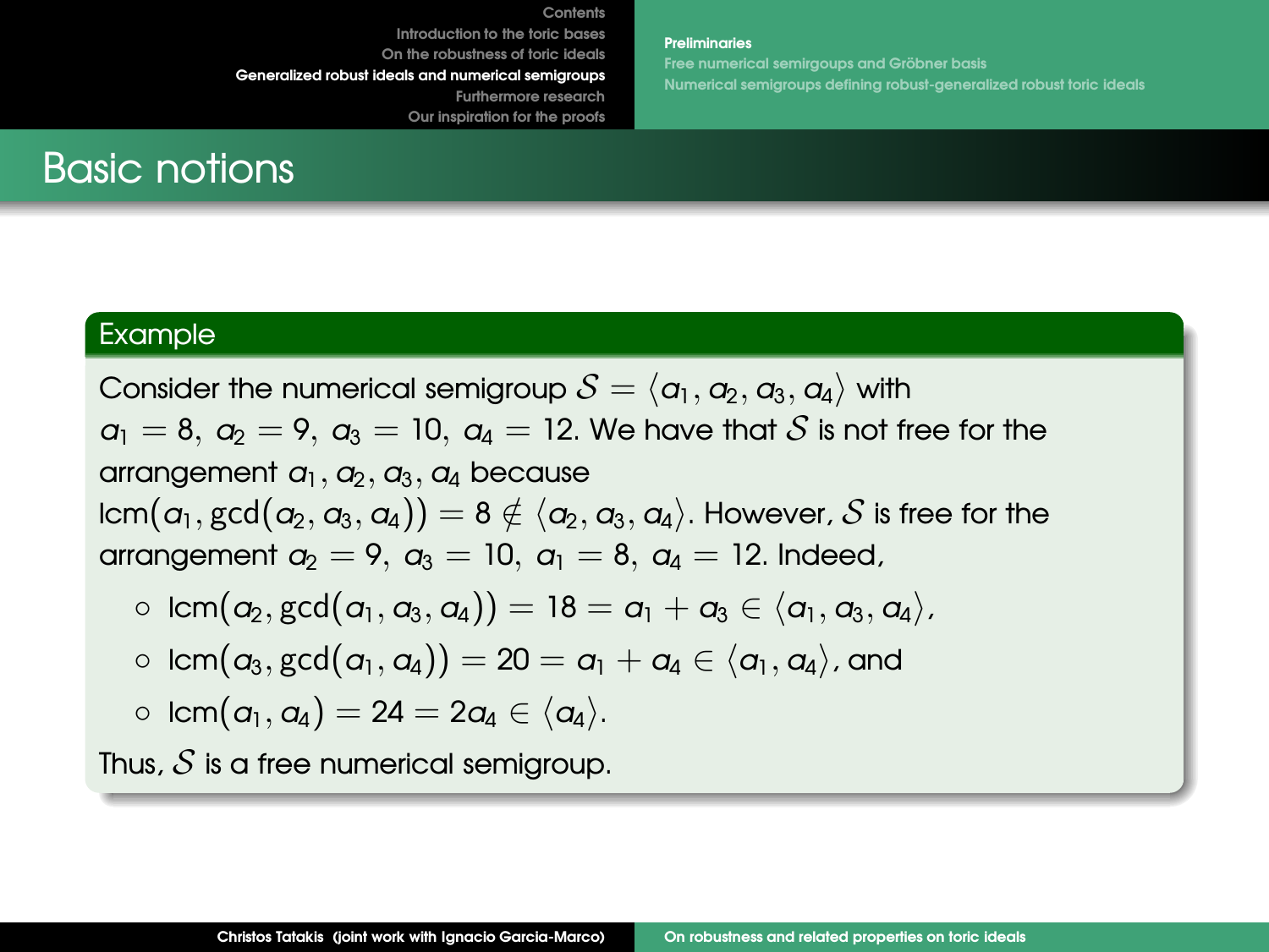# Basic notions

**Example**

Consider the numerical semigroup $\mathcal{S} = \langle a_1, a_2, a_3, a_4 \rangle$ with $a_1 = 8,\ a_2 = 9,\ a_3 = 10,\ a_4 = 12$. We have that $\mathcal{S}$ is not free for the arrangement $a_1, a_2, a_3, a_4$ because $\operatorname{lcm}(a_1, \gcd(a_2, a_3, a_4)) = 8 \notin \langle a_2, a_3, a_4 \rangle$. However, $\mathcal{S}$ is free for the arrangement $a_2 = 9,\ a_3 = 10,\ a_1 = 8,\ a_4 = 12$. Indeed,

- $\operatorname{lcm}(a_2, \gcd(a_1, a_3, a_4)) = 18 = a_1 + a_3 \in \langle a_1, a_3, a_4 \rangle$,
- $\operatorname{lcm}(a_3, \gcd(a_1, a_4)) = 20 = a_1 + a_4 \in \langle a_1, a_4 \rangle$, and
- $\operatorname{lcm}(a_1, a_4) = 24 = 2a_4 \in \langle a_4 \rangle$.

Thus, $\mathcal{S}$ is a free numerical semigroup.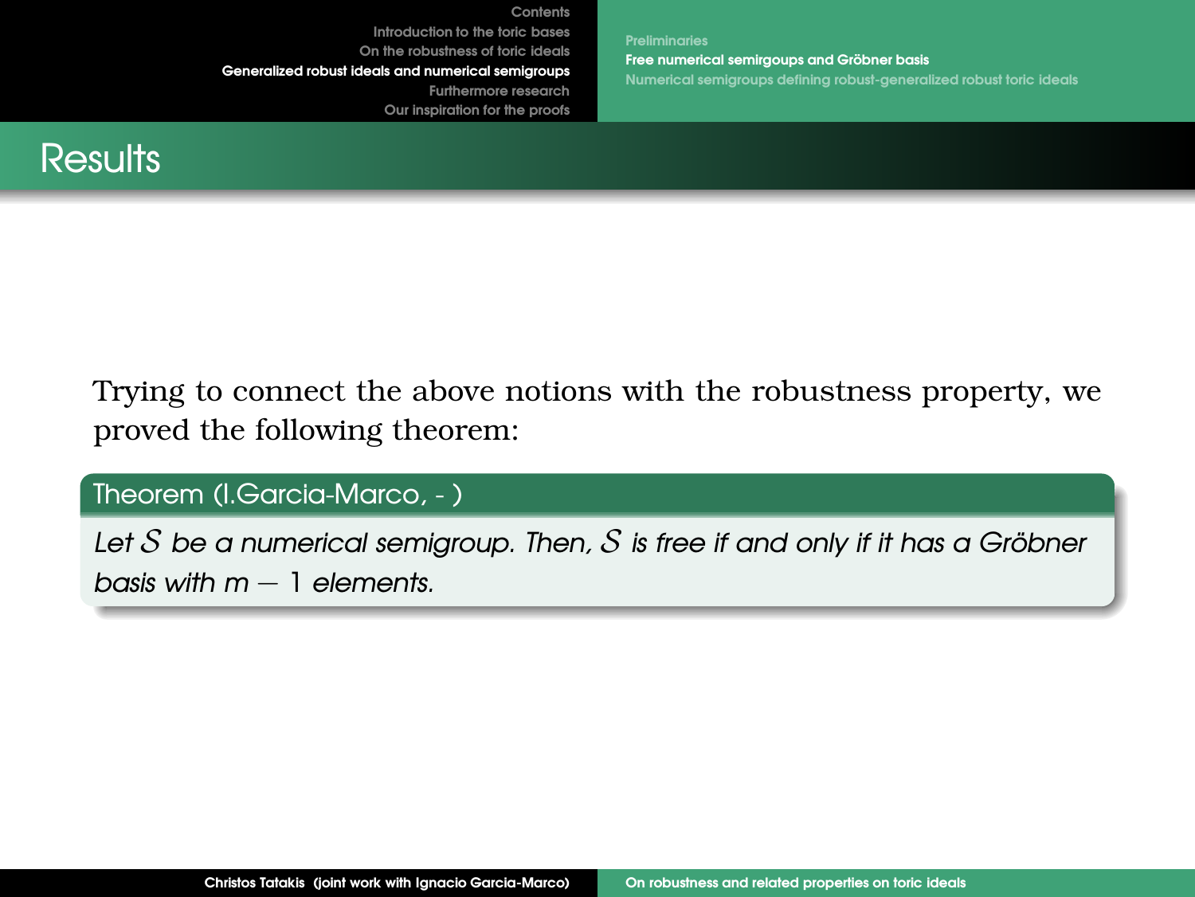## Results

Trying to connect the above notions with the robustness property, we proved the following theorem:

**Theorem (I.Garcia-Marco, - )**

*Let $S$ be a numerical semigroup. Then, $S$ is free if and only if it has a Gröbner basis with $m - 1$ elements.*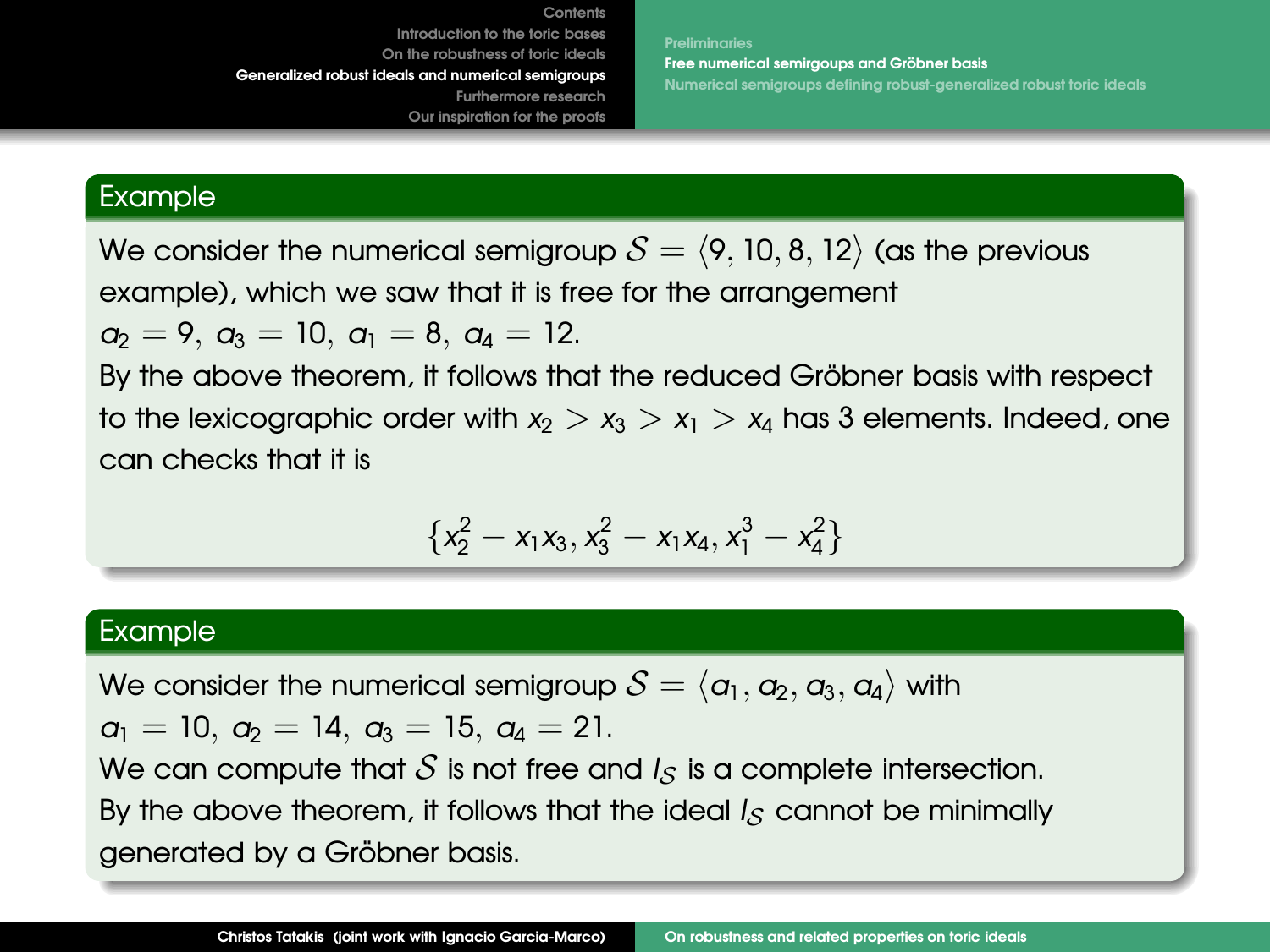### Example

We consider the numerical semigroup $\mathcal{S} = \langle 9, 10, 8, 12 \rangle$ (as the previous example), which we saw that it is free for the arrangement $a_2 = 9,\ a_3 = 10,\ a_1 = 8,\ a_4 = 12$.

By the above theorem, it follows that the reduced Gröbner basis with respect to the lexicographic order with $x_2 > x_3 > x_1 > x_4$ has 3 elements. Indeed, one can checks that it is

$$\{x_2^2 - x_1x_3, x_3^2 - x_1x_4, x_1^3 - x_4^2\}$$

### Example

We consider the numerical semigroup $\mathcal{S} = \langle a_1, a_2, a_3, a_4 \rangle$ with $a_1 = 10,\ a_2 = 14,\ a_3 = 15,\ a_4 = 21$.

We can compute that $\mathcal{S}$ is not free and $I_{\mathcal{S}}$ is a complete intersection.

By the above theorem, it follows that the ideal $I_{\mathcal{S}}$ cannot be minimally generated by a Gröbner basis.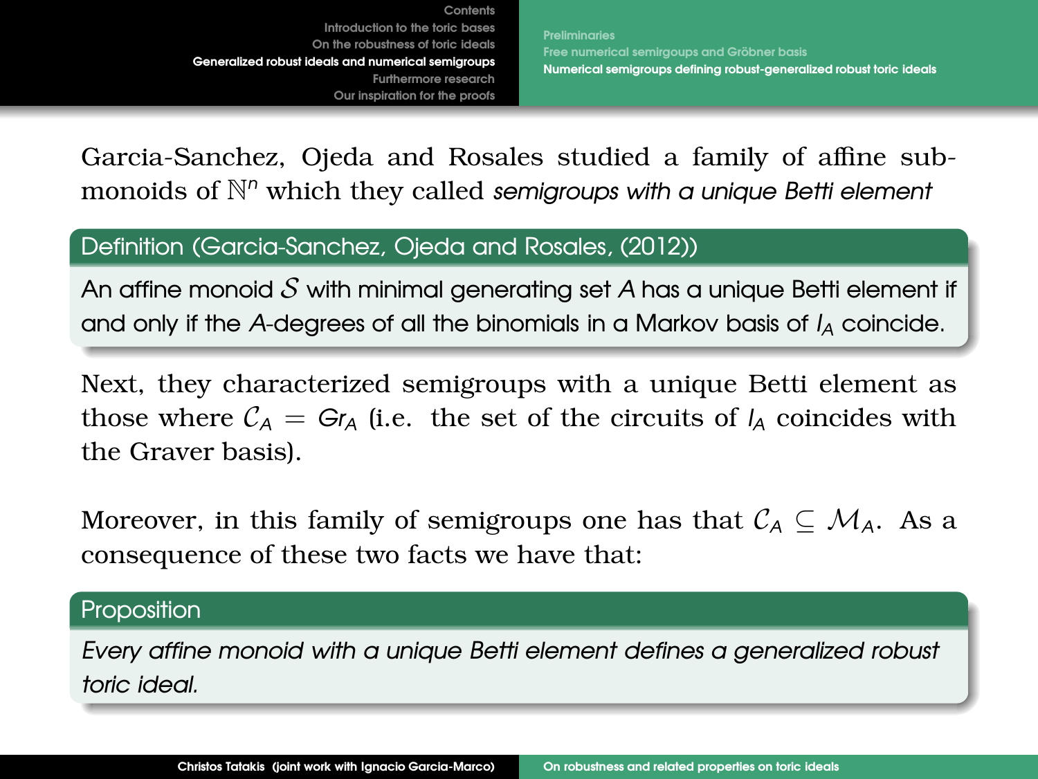Garcia-Sanchez, Ojeda and Rosales studied a family of affine submonoids of $\mathbb{N}^n$ which they called *semigroups with a unique Betti element*

**Definition (Garcia-Sanchez, Ojeda and Rosales, (2012))**

An affine monoid $\mathcal{S}$ with minimal generating set $A$ has a unique Betti element if and only if the $A$-degrees of all the binomials in a Markov basis of $I_A$ coincide.

Next, they characterized semigroups with a unique Betti element as those where $\mathcal{C}_A = Gr_A$ (i.e. the set of the circuits of $I_A$ coincides with the Graver basis).

Moreover, in this family of semigroups one has that $\mathcal{C}_A \subseteq \mathcal{M}_A$. As a consequence of these two facts we have that:

**Proposition**

*Every affine monoid with a unique Betti element defines a generalized robust toric ideal.*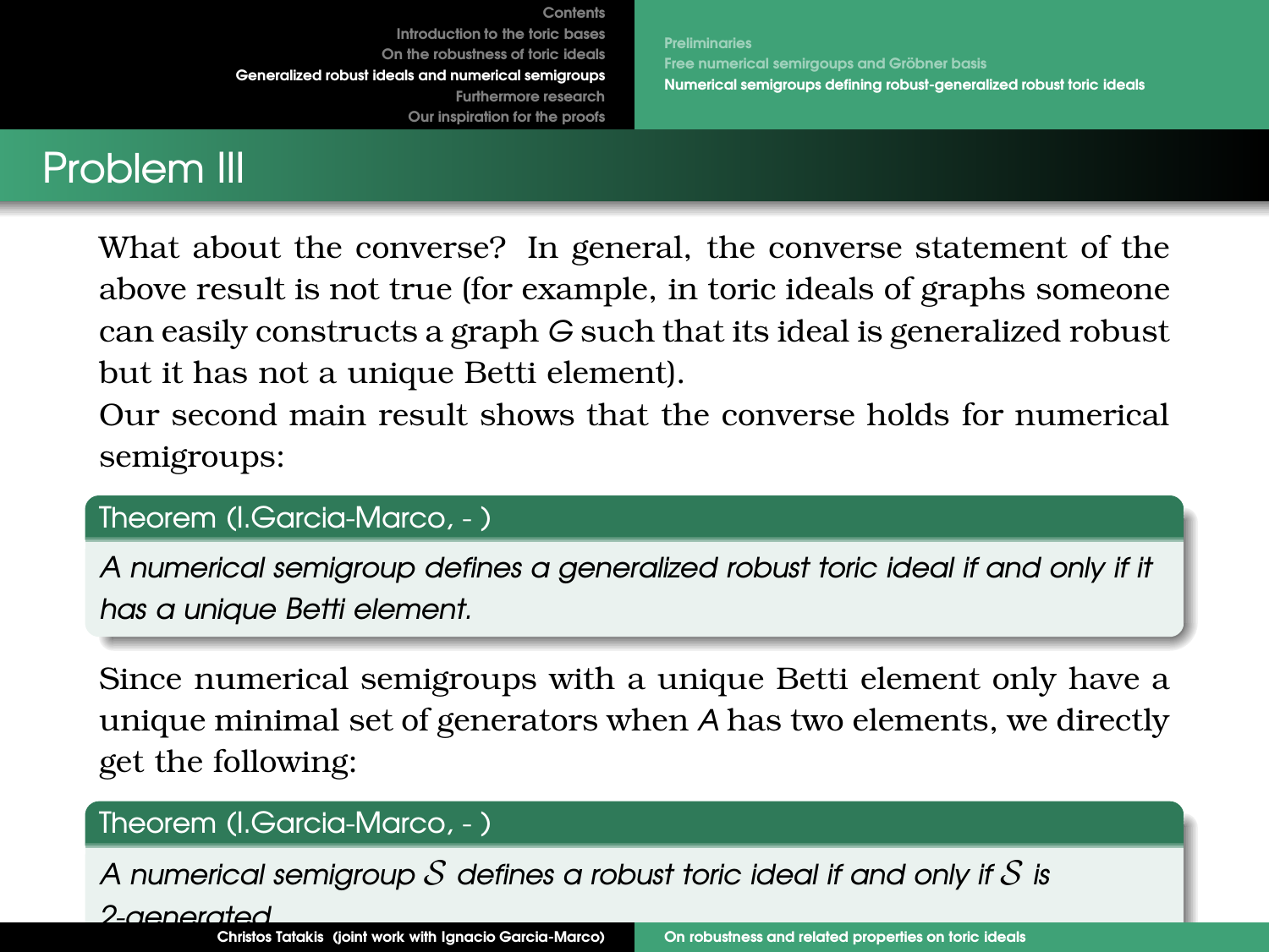## Problem III

What about the converse? In general, the converse statement of the above result is not true (for example, in toric ideals of graphs someone can easily constructs a graph $G$ such that its ideal is generalized robust but it has not a unique Betti element).

Our second main result shows that the converse holds for numerical semigroups:

**Theorem (I.Garcia-Marco, - )**

*A numerical semigroup defines a generalized robust toric ideal if and only if it has a unique Betti element.*

Since numerical semigroups with a unique Betti element only have a unique minimal set of generators when $A$ has two elements, we directly get the following:

**Theorem (I.Garcia-Marco, - )**

*A numerical semigroup $\mathcal{S}$ defines a robust toric ideal if and only if $\mathcal{S}$ is 2-generated.*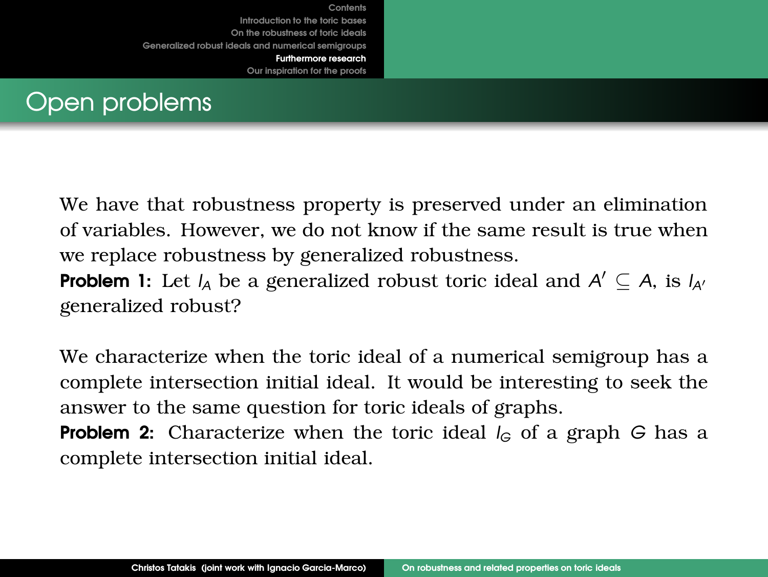# Open problems

We have that robustness property is preserved under an elimination of variables. However, we do not know if the same result is true when we replace robustness by generalized robustness.

**Problem 1:** Let $I_A$ be a generalized robust toric ideal and $A' \subseteq A$, is $I_{A'}$ generalized robust?

We characterize when the toric ideal of a numerical semigroup has a complete intersection initial ideal. It would be interesting to seek the answer to the same question for toric ideals of graphs.

**Problem 2:** Characterize when the toric ideal $I_G$ of a graph $G$ has a complete intersection initial ideal.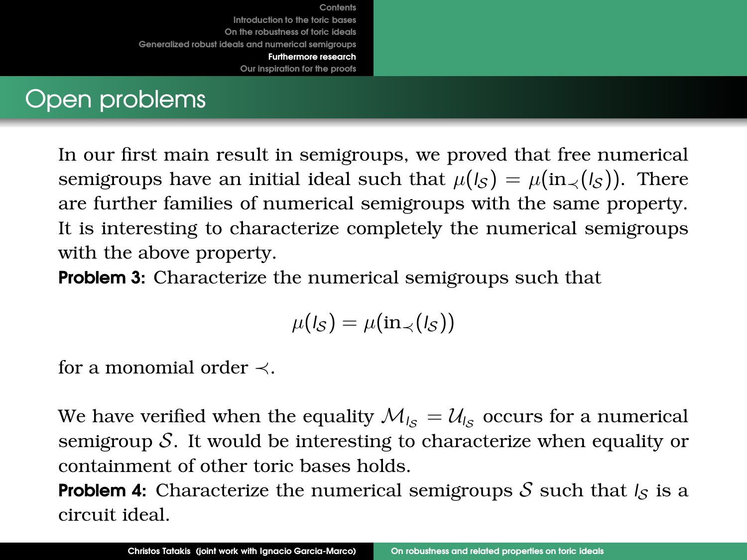## Open problems

In our first main result in semigroups, we proved that free numerical semigroups have an initial ideal such that $\mu(I_{\mathcal{S}}) = \mu(\text{in}_{\prec}(I_{\mathcal{S}}))$. There are further families of numerical semigroups with the same property. It is interesting to characterize completely the numerical semigroups with the above property.

**Problem 3:** Characterize the numerical semigroups such that

$$\mu(I_{\mathcal{S}}) = \mu(\text{in}_{\prec}(I_{\mathcal{S}}))$$

for a monomial order $\prec$.

We have verified when the equality $\mathcal{M}_{I_{\mathcal{S}}} = \mathcal{U}_{I_{\mathcal{S}}}$ occurs for a numerical semigroup $\mathcal{S}$. It would be interesting to characterize when equality or containment of other toric bases holds.

**Problem 4:** Characterize the numerical semigroups $\mathcal{S}$ such that $I_{\mathcal{S}}$ is a circuit ideal.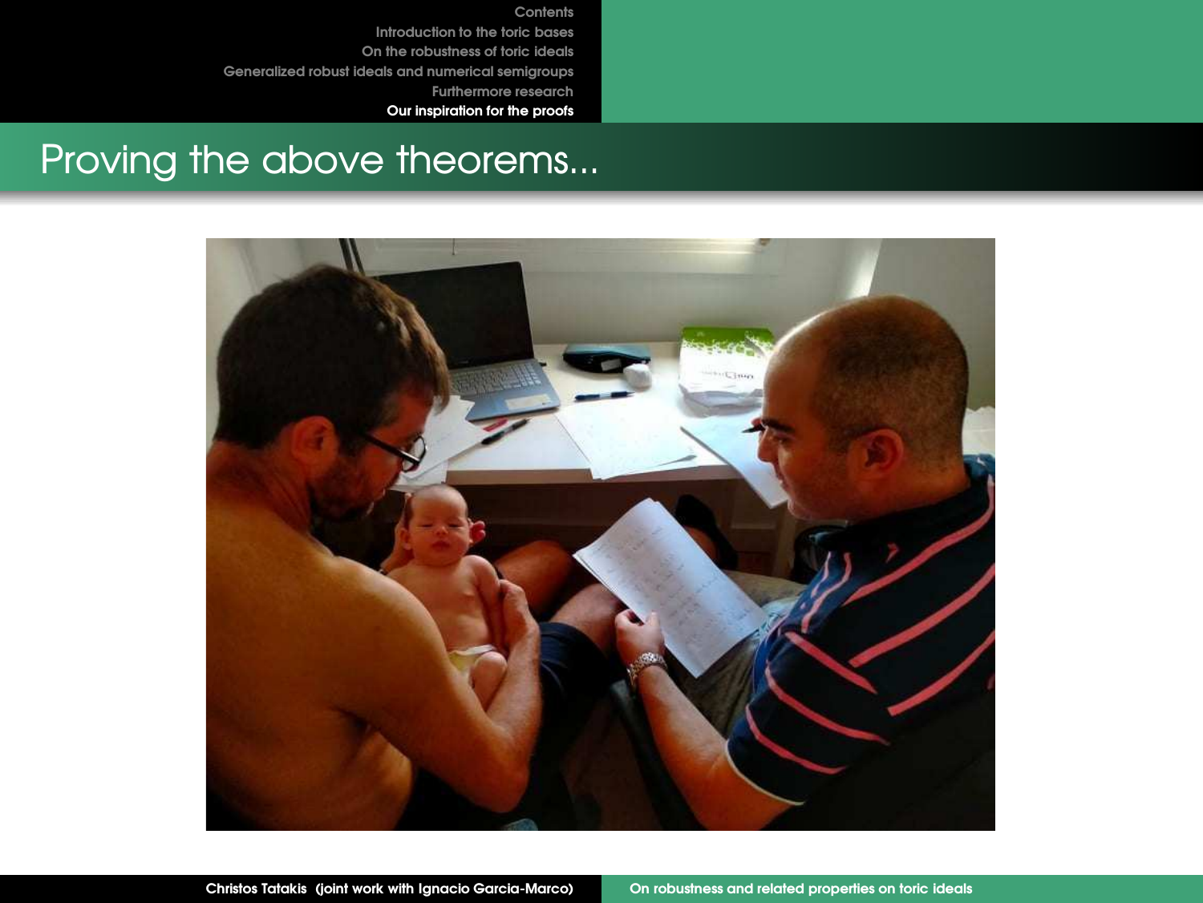# Proving the above theorems...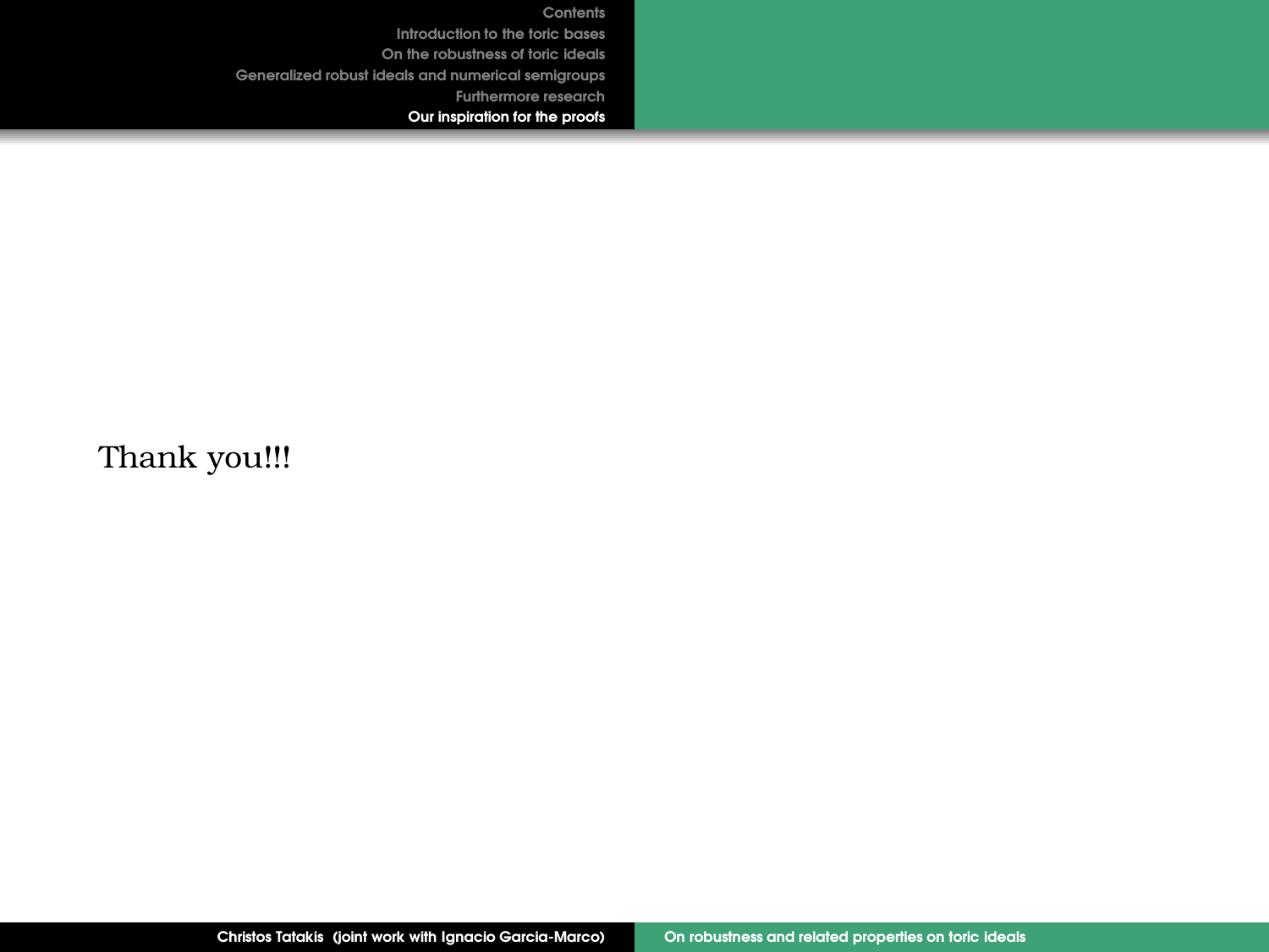Thank you!!!